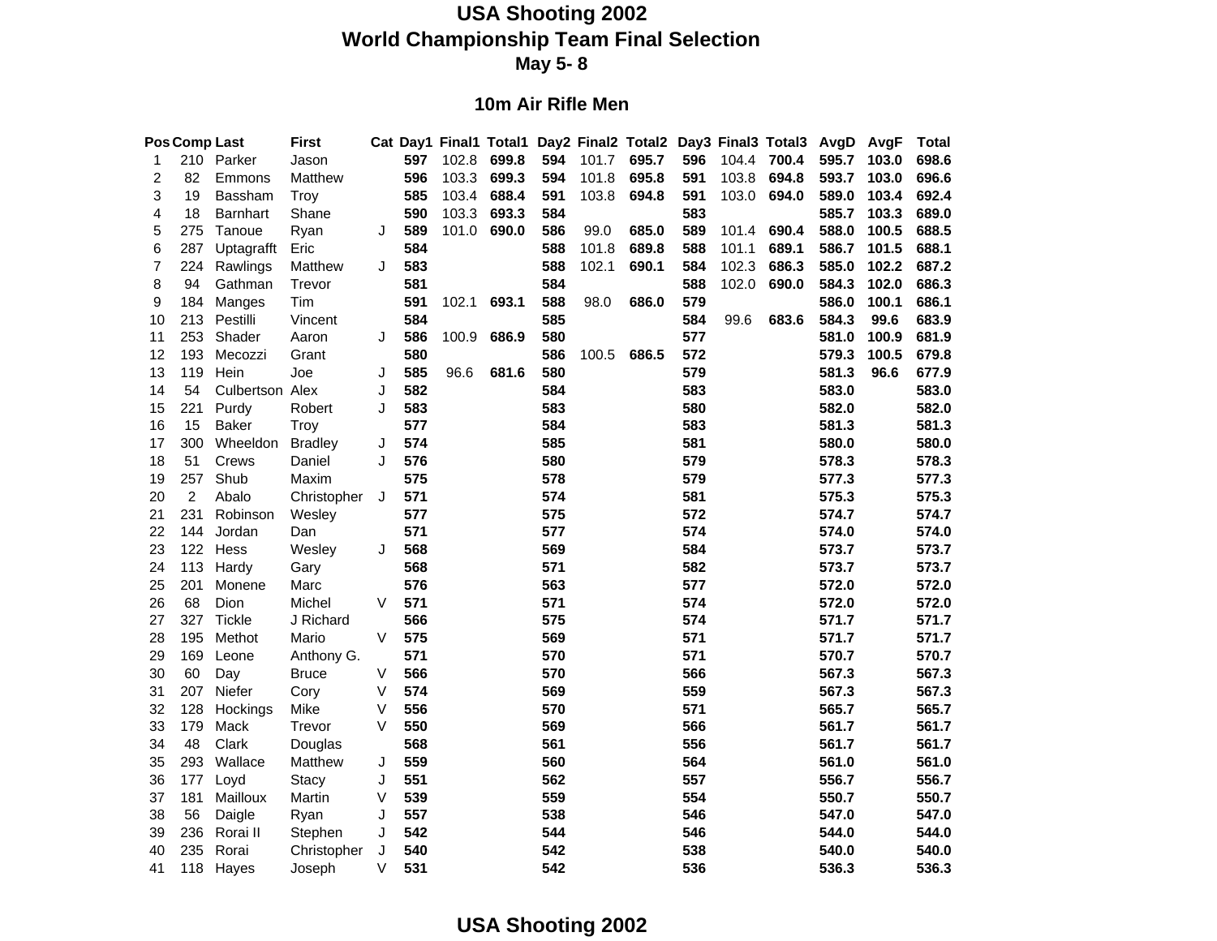# USA Shooting 2002
## World Championship Team Final Selection
### May 5- 8

### 10m Air Rifle Men

| Pos | Comp | Last | First | Cat | Day1 | Final1 | Total1 | Day2 | Final2 | Total2 | Day3 | Final3 | Total3 | AvgD | AvgF | Total |
|---|---|---|---|---|---|---|---|---|---|---|---|---|---|---|---|---|
| 1 | 210 | Parker | Jason | | **597** | 102.8 | **699.8** | **594** | 101.7 | **695.7** | **596** | 104.4 | **700.4** | **595.7** | **103.0** | **698.6** |
| 2 | 82 | Emmons | Matthew | | **596** | 103.3 | **699.3** | **594** | 101.8 | **695.8** | **591** | 103.8 | **694.8** | **593.7** | **103.0** | **696.6** |
| 3 | 19 | Bassham | Troy | | **585** | 103.4 | **688.4** | **591** | 103.8 | **694.8** | **591** | 103.0 | **694.0** | **589.0** | **103.4** | **692.4** |
| 4 | 18 | Barnhart | Shane | | **590** | 103.3 | **693.3** | **584** | | | **583** | | | **585.7** | **103.3** | **689.0** |
| 5 | 275 | Tanoue | Ryan | J | **589** | 101.0 | **690.0** | **586** | 99.0 | **685.0** | **589** | 101.4 | **690.4** | **588.0** | **100.5** | **688.5** |
| 6 | 287 | Uptagrafft | Eric | | **584** | | | **588** | 101.8 | **689.8** | **588** | 101.1 | **689.1** | **586.7** | **101.5** | **688.1** |
| 7 | 224 | Rawlings | Matthew | J | **583** | | | **588** | 102.1 | **690.1** | **584** | 102.3 | **686.3** | **585.0** | **102.2** | **687.2** |
| 8 | 94 | Gathman | Trevor | | **581** | | | **584** | | | **588** | 102.0 | **690.0** | **584.3** | **102.0** | **686.3** |
| 9 | 184 | Manges | Tim | | **591** | 102.1 | **693.1** | **588** | 98.0 | **686.0** | **579** | | | **586.0** | **100.1** | **686.1** |
| 10 | 213 | Pestilli | Vincent | | **584** | | | **585** | | | **584** | 99.6 | **683.6** | **584.3** | **99.6** | **683.9** |
| 11 | 253 | Shader | Aaron | J | **586** | 100.9 | **686.9** | **580** | | | **577** | | | **581.0** | **100.9** | **681.9** |
| 12 | 193 | Mecozzi | Grant | | **580** | | | **586** | 100.5 | **686.5** | **572** | | | **579.3** | **100.5** | **679.8** |
| 13 | 119 | Hein | Joe | J | **585** | 96.6 | **681.6** | **580** | | | **579** | | | **581.3** | **96.6** | **677.9** |
| 14 | 54 | Culbertson | Alex | J | **582** | | | **584** | | | **583** | | | **583.0** | | **583.0** |
| 15 | 221 | Purdy | Robert | J | **583** | | | **583** | | | **580** | | | **582.0** | | **582.0** |
| 16 | 15 | Baker | Troy | | **577** | | | **584** | | | **583** | | | **581.3** | | **581.3** |
| 17 | 300 | Wheeldon | Bradley | J | **574** | | | **585** | | | **581** | | | **580.0** | | **580.0** |
| 18 | 51 | Crews | Daniel | J | **576** | | | **580** | | | **579** | | | **578.3** | | **578.3** |
| 19 | 257 | Shub | Maxim | | **575** | | | **578** | | | **579** | | | **577.3** | | **577.3** |
| 20 | 2 | Abalo | Christopher | J | **571** | | | **574** | | | **581** | | | **575.3** | | **575.3** |
| 21 | 231 | Robinson | Wesley | | **577** | | | **575** | | | **572** | | | **574.7** | | **574.7** |
| 22 | 144 | Jordan | Dan | | **571** | | | **577** | | | **574** | | | **574.0** | | **574.0** |
| 23 | 122 | Hess | Wesley | J | **568** | | | **569** | | | **584** | | | **573.7** | | **573.7** |
| 24 | 113 | Hardy | Gary | | **568** | | | **571** | | | **582** | | | **573.7** | | **573.7** |
| 25 | 201 | Monene | Marc | | **576** | | | **563** | | | **577** | | | **572.0** | | **572.0** |
| 26 | 68 | Dion | Michel | V | **571** | | | **571** | | | **574** | | | **572.0** | | **572.0** |
| 27 | 327 | Tickle | J Richard | | **566** | | | **575** | | | **574** | | | **571.7** | | **571.7** |
| 28 | 195 | Methot | Mario | V | **575** | | | **569** | | | **571** | | | **571.7** | | **571.7** |
| 29 | 169 | Leone | Anthony G. | | **571** | | | **570** | | | **571** | | | **570.7** | | **570.7** |
| 30 | 60 | Day | Bruce | V | **566** | | | **570** | | | **566** | | | **567.3** | | **567.3** |
| 31 | 207 | Niefer | Cory | V | **574** | | | **569** | | | **559** | | | **567.3** | | **567.3** |
| 32 | 128 | Hockings | Mike | V | **556** | | | **570** | | | **571** | | | **565.7** | | **565.7** |
| 33 | 179 | Mack | Trevor | V | **550** | | | **569** | | | **566** | | | **561.7** | | **561.7** |
| 34 | 48 | Clark | Douglas | | **568** | | | **561** | | | **556** | | | **561.7** | | **561.7** |
| 35 | 293 | Wallace | Matthew | J | **559** | | | **560** | | | **564** | | | **561.0** | | **561.0** |
| 36 | 177 | Loyd | Stacy | J | **551** | | | **562** | | | **557** | | | **556.7** | | **556.7** |
| 37 | 181 | Mailloux | Martin | V | **539** | | | **559** | | | **554** | | | **550.7** | | **550.7** |
| 38 | 56 | Daigle | Ryan | J | **557** | | | **538** | | | **546** | | | **547.0** | | **547.0** |
| 39 | 236 | Rorai II | Stephen | J | **542** | | | **544** | | | **546** | | | **544.0** | | **544.0** |
| 40 | 235 | Rorai | Christopher | J | **540** | | | **542** | | | **538** | | | **540.0** | | **540.0** |
| 41 | 118 | Hayes | Joseph | V | **531** | | | **542** | | | **536** | | | **536.3** | | **536.3** |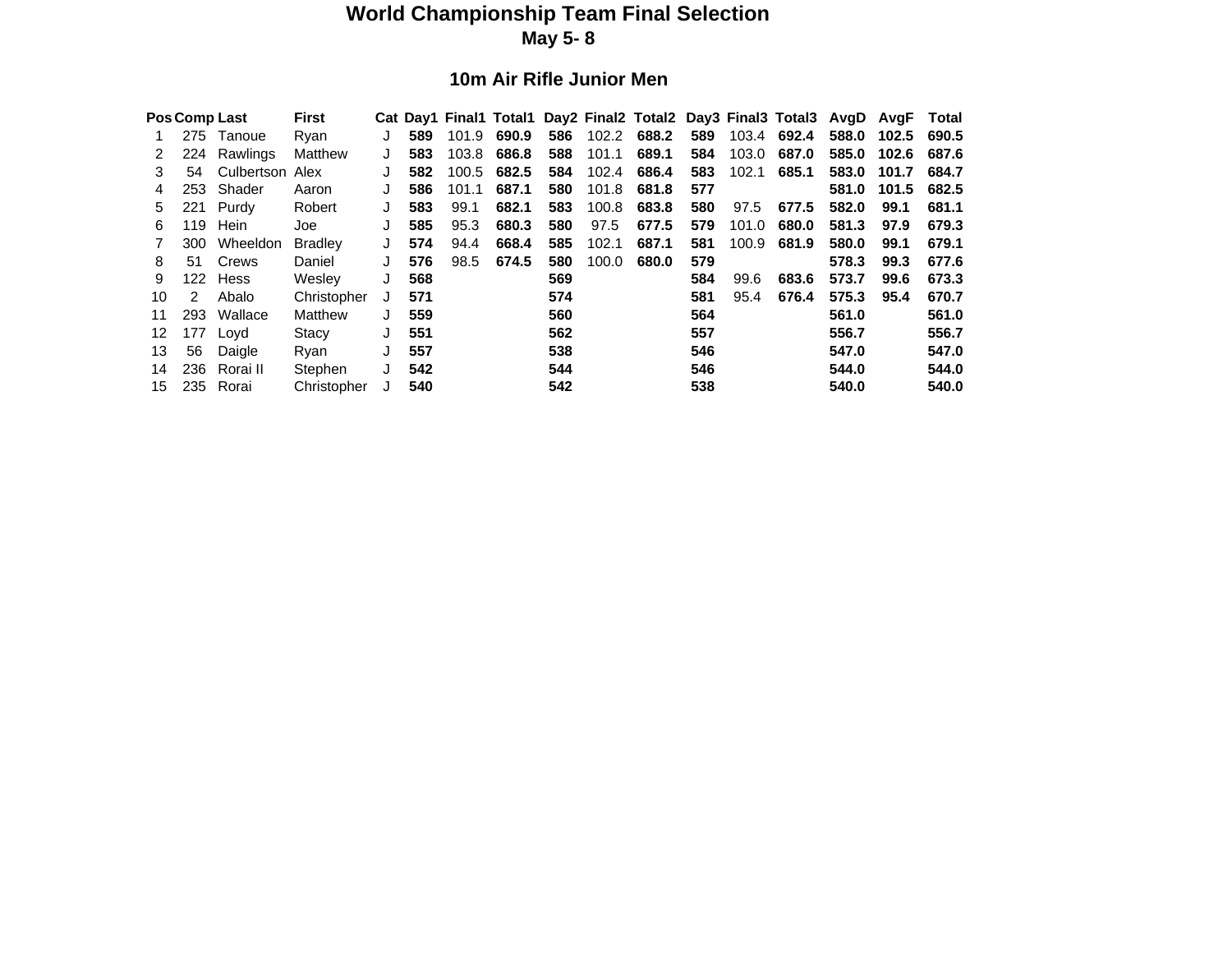# World Championship Team Final Selection

**May 5- 8**

## 10m Air Rifle Junior Men

| Pos | Comp | Last | First | Cat | Day1 | Final1 | Total1 | Day2 | Final2 | Total2 | Day3 | Final3 | Total3 | AvgD | AvgF | Total |
|---|---|---|---|---|---|---|---|---|---|---|---|---|---|---|---|---|
| 1 | 275 | Tanoue | Ryan | J | **589** | 101.9 | **690.9** | **586** | 102.2 | **688.2** | **589** | 103.4 | **692.4** | **588.0** | **102.5** | **690.5** |
| 2 | 224 | Rawlings | Matthew | J | **583** | 103.8 | **686.8** | **588** | 101.1 | **689.1** | **584** | 103.0 | **687.0** | **585.0** | **102.6** | **687.6** |
| 3 | 54 | Culbertson | Alex | J | **582** | 100.5 | **682.5** | **584** | 102.4 | **686.4** | **583** | 102.1 | **685.1** | **583.0** | **101.7** | **684.7** |
| 4 | 253 | Shader | Aaron | J | **586** | 101.1 | **687.1** | **580** | 101.8 | **681.8** | **577** | | | **581.0** | **101.5** | **682.5** |
| 5 | 221 | Purdy | Robert | J | **583** | 99.1 | **682.1** | **583** | 100.8 | **683.8** | **580** | 97.5 | **677.5** | **582.0** | **99.1** | **681.1** |
| 6 | 119 | Hein | Joe | J | **585** | 95.3 | **680.3** | **580** | 97.5 | **677.5** | **579** | 101.0 | **680.0** | **581.3** | **97.9** | **679.3** |
| 7 | 300 | Wheeldon | Bradley | J | **574** | 94.4 | **668.4** | **585** | 102.1 | **687.1** | **581** | 100.9 | **681.9** | **580.0** | **99.1** | **679.1** |
| 8 | 51 | Crews | Daniel | J | **576** | 98.5 | **674.5** | **580** | 100.0 | **680.0** | **579** | | | **578.3** | **99.3** | **677.6** |
| 9 | 122 | Hess | Wesley | J | **568** | | | **569** | | | **584** | 99.6 | **683.6** | **573.7** | **99.6** | **673.3** |
| 10 | 2 | Abalo | Christopher | J | **571** | | | **574** | | | **581** | 95.4 | **676.4** | **575.3** | **95.4** | **670.7** |
| 11 | 293 | Wallace | Matthew | J | **559** | | | **560** | | | **564** | | | **561.0** | | **561.0** |
| 12 | 177 | Loyd | Stacy | J | **551** | | | **562** | | | **557** | | | **556.7** | | **556.7** |
| 13 | 56 | Daigle | Ryan | J | **557** | | | **538** | | | **546** | | | **547.0** | | **547.0** |
| 14 | 236 | Rorai II | Stephen | J | **542** | | | **544** | | | **546** | | | **544.0** | | **544.0** |
| 15 | 235 | Rorai | Christopher | J | **540** | | | **542** | | | **538** | | | **540.0** | | **540.0** |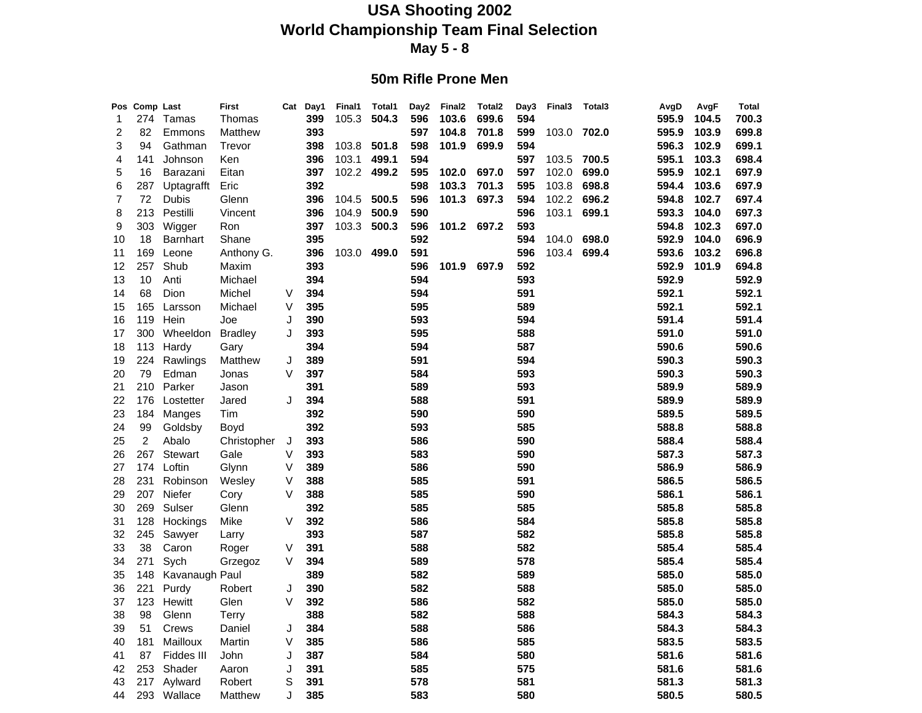# USA Shooting 2002
## World Championship Team Final Selection
### May 5 - 8

### 50m Rifle Prone Men

| Pos | Comp | Last | First | Cat | Day1 | Final1 | Total1 | Day2 | Final2 | Total2 | Day3 | Final3 | Total3 | AvgD | AvgF | Total |
|---|---|---|---|---|---|---|---|---|---|---|---|---|---|---|---|---|
| 1 | 274 | Tamas | Thomas | | **399** | 105.3 | **504.3** | **596** | **103.6** | **699.6** | **594** | | | **595.9** | **104.5** | **700.3** |
| 2 | 82 | Emmons | Matthew | | **393** | | | **597** | **104.8** | **701.8** | **599** | 103.0 | **702.0** | **595.9** | **103.9** | **699.8** |
| 3 | 94 | Gathman | Trevor | | **398** | 103.8 | **501.8** | **598** | **101.9** | **699.9** | **594** | | | **596.3** | **102.9** | **699.1** |
| 4 | 141 | Johnson | Ken | | **396** | 103.1 | **499.1** | **594** | | | **597** | 103.5 | **700.5** | **595.1** | **103.3** | **698.4** |
| 5 | 16 | Barazani | Eitan | | **397** | 102.2 | **499.2** | **595** | **102.0** | **697.0** | **597** | 102.0 | **699.0** | **595.9** | **102.1** | **697.9** |
| 6 | 287 | Uptagrafft | Eric | | **392** | | | **598** | **103.3** | **701.3** | **595** | 103.8 | **698.8** | **594.4** | **103.6** | **697.9** |
| 7 | 72 | Dubis | Glenn | | **396** | 104.5 | **500.5** | **596** | **101.3** | **697.3** | **594** | 102.2 | **696.2** | **594.8** | **102.7** | **697.4** |
| 8 | 213 | Pestilli | Vincent | | **396** | 104.9 | **500.9** | **590** | | | **596** | 103.1 | **699.1** | **593.3** | **104.0** | **697.3** |
| 9 | 303 | Wigger | Ron | | **397** | 103.3 | **500.3** | **596** | **101.2** | **697.2** | **593** | | | **594.8** | **102.3** | **697.0** |
| 10 | 18 | Barnhart | Shane | | **395** | | | **592** | | | **594** | 104.0 | **698.0** | **592.9** | **104.0** | **696.9** |
| 11 | 169 | Leone | Anthony G. | | **396** | 103.0 | **499.0** | **591** | | | **596** | 103.4 | **699.4** | **593.6** | **103.2** | **696.8** |
| 12 | 257 | Shub | Maxim | | **393** | | | **596** | **101.9** | **697.9** | **592** | | | **592.9** | **101.9** | **694.8** |
| 13 | 10 | Anti | Michael | | **394** | | | **594** | | | **593** | | | **592.9** | | **592.9** |
| 14 | 68 | Dion | Michel | V | **394** | | | **594** | | | **591** | | | **592.1** | | **592.1** |
| 15 | 165 | Larsson | Michael | V | **395** | | | **595** | | | **589** | | | **592.1** | | **592.1** |
| 16 | 119 | Hein | Joe | J | **390** | | | **593** | | | **594** | | | **591.4** | | **591.4** |
| 17 | 300 | Wheeldon | Bradley | J | **393** | | | **595** | | | **588** | | | **591.0** | | **591.0** |
| 18 | 113 | Hardy | Gary | | **394** | | | **594** | | | **587** | | | **590.6** | | **590.6** |
| 19 | 224 | Rawlings | Matthew | J | **389** | | | **591** | | | **594** | | | **590.3** | | **590.3** |
| 20 | 79 | Edman | Jonas | V | **397** | | | **584** | | | **593** | | | **590.3** | | **590.3** |
| 21 | 210 | Parker | Jason | | **391** | | | **589** | | | **593** | | | **589.9** | | **589.9** |
| 22 | 176 | Lostetter | Jared | J | **394** | | | **588** | | | **591** | | | **589.9** | | **589.9** |
| 23 | 184 | Manges | Tim | | **392** | | | **590** | | | **590** | | | **589.5** | | **589.5** |
| 24 | 99 | Goldsby | Boyd | | **392** | | | **593** | | | **585** | | | **588.8** | | **588.8** |
| 25 | 2 | Abalo | Christopher | J | **393** | | | **586** | | | **590** | | | **588.4** | | **588.4** |
| 26 | 267 | Stewart | Gale | V | **393** | | | **583** | | | **590** | | | **587.3** | | **587.3** |
| 27 | 174 | Loftin | Glynn | V | **389** | | | **586** | | | **590** | | | **586.9** | | **586.9** |
| 28 | 231 | Robinson | Wesley | V | **388** | | | **585** | | | **591** | | | **586.5** | | **586.5** |
| 29 | 207 | Niefer | Cory | V | **388** | | | **585** | | | **590** | | | **586.1** | | **586.1** |
| 30 | 269 | Sulser | Glenn | | **392** | | | **585** | | | **585** | | | **585.8** | | **585.8** |
| 31 | 128 | Hockings | Mike | V | **392** | | | **586** | | | **584** | | | **585.8** | | **585.8** |
| 32 | 245 | Sawyer | Larry | | **393** | | | **587** | | | **582** | | | **585.8** | | **585.8** |
| 33 | 38 | Caron | Roger | V | **391** | | | **588** | | | **582** | | | **585.4** | | **585.4** |
| 34 | 271 | Sych | Grzegoz | V | **394** | | | **589** | | | **578** | | | **585.4** | | **585.4** |
| 35 | 148 | Kavanaugh | Paul | | **389** | | | **582** | | | **589** | | | **585.0** | | **585.0** |
| 36 | 221 | Purdy | Robert | J | **390** | | | **582** | | | **588** | | | **585.0** | | **585.0** |
| 37 | 123 | Hewitt | Glen | V | **392** | | | **586** | | | **582** | | | **585.0** | | **585.0** |
| 38 | 98 | Glenn | Terry | | **388** | | | **582** | | | **588** | | | **584.3** | | **584.3** |
| 39 | 51 | Crews | Daniel | J | **384** | | | **588** | | | **586** | | | **584.3** | | **584.3** |
| 40 | 181 | Mailloux | Martin | V | **385** | | | **586** | | | **585** | | | **583.5** | | **583.5** |
| 41 | 87 | Fiddes III | John | J | **387** | | | **584** | | | **580** | | | **581.6** | | **581.6** |
| 42 | 253 | Shader | Aaron | J | **391** | | | **585** | | | **575** | | | **581.6** | | **581.6** |
| 43 | 217 | Aylward | Robert | S | **391** | | | **578** | | | **581** | | | **581.3** | | **581.3** |
| 44 | 293 | Wallace | Matthew | J | **385** | | | **583** | | | **580** | | | **580.5** | | **580.5** |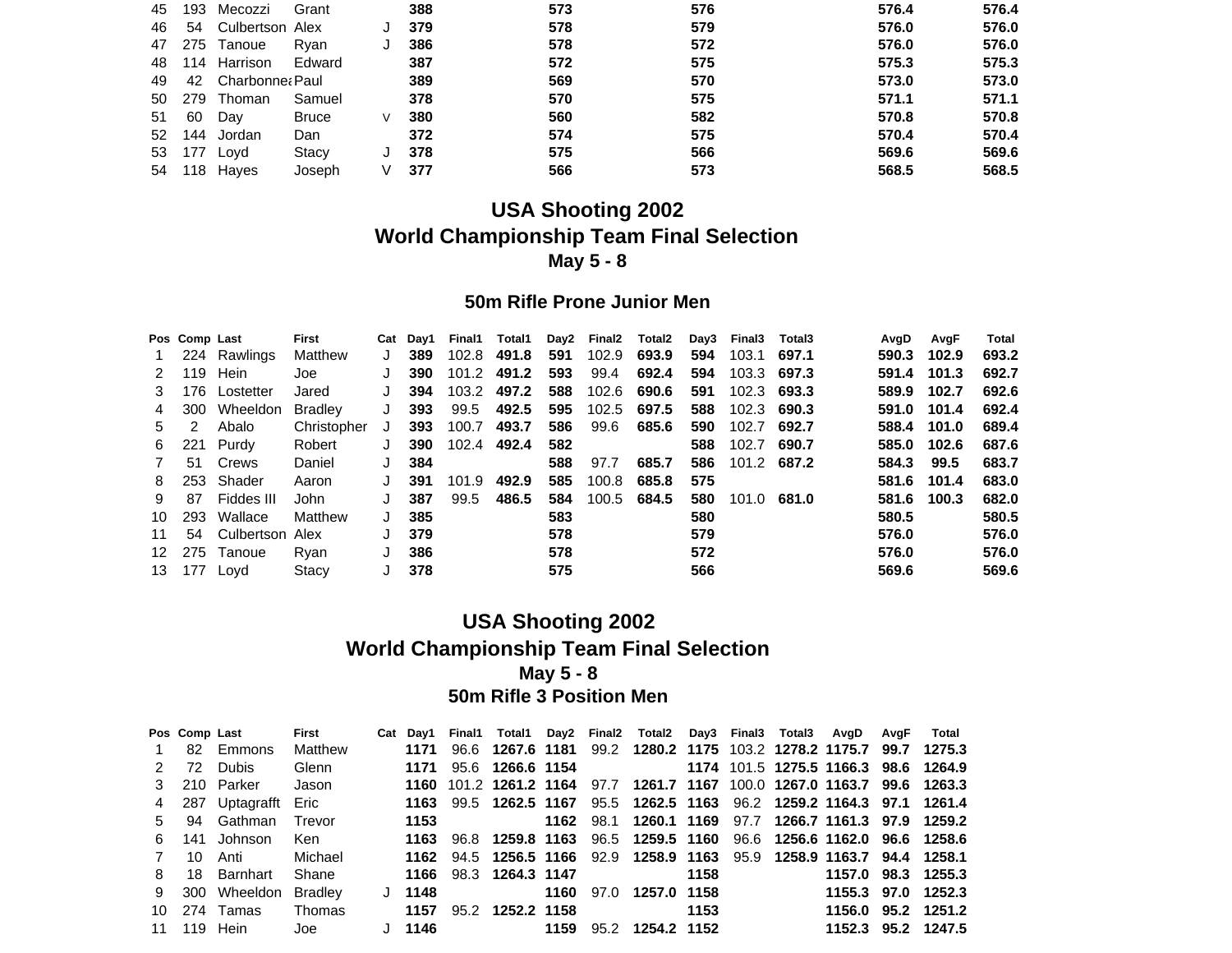| Pos | Comp | Last | First | Cat | Day1 | Final1 | Total1 | Day2 | Final2 | Total2 | Day3 | Final3 | Total3 | AvgD | AvgF | Total |
|---|---|---|---|---|---|---|---|---|---|---|---|---|---|---|---|---|
| 45 | 193 | Mecozzi | Grant | | **388** | | | **573** | | | **576** | | | **576.4** | | **576.4** |
| 46 | 54 | Culbertson | Alex | J | **379** | | | **578** | | | **579** | | | **576.0** | | **576.0** |
| 47 | 275 | Tanoue | Ryan | J | **386** | | | **578** | | | **572** | | | **576.0** | | **576.0** |
| 48 | 114 | Harrison | Edward | | **387** | | | **572** | | | **575** | | | **575.3** | | **575.3** |
| 49 | 42 | Charbonnea | Paul | | **389** | | | **569** | | | **570** | | | **573.0** | | **573.0** |
| 50 | 279 | Thoman | Samuel | | **378** | | | **570** | | | **575** | | | **571.1** | | **571.1** |
| 51 | 60 | Day | Bruce | V | **380** | | | **560** | | | **582** | | | **570.8** | | **570.8** |
| 52 | 144 | Jordan | Dan | | **372** | | | **574** | | | **575** | | | **570.4** | | **570.4** |
| 53 | 177 | Loyd | Stacy | J | **378** | | | **575** | | | **566** | | | **569.6** | | **569.6** |
| 54 | 118 | Hayes | Joseph | V | **377** | | | **566** | | | **573** | | | **568.5** | | **568.5** |

## USA Shooting 2002
## World Championship Team Final Selection
### May 5 - 8

### 50m Rifle Prone Junior Men

| Pos | Comp | Last | First | Cat | Day1 | Final1 | Total1 | Day2 | Final2 | Total2 | Day3 | Final3 | Total3 | AvgD | AvgF | Total |
|---|---|---|---|---|---|---|---|---|---|---|---|---|---|---|---|---|
| 1 | 224 | Rawlings | Matthew | J | **389** | 102.8 | **491.8** | **591** | 102.9 | **693.9** | **594** | 103.1 | **697.1** | **590.3** | **102.9** | **693.2** |
| 2 | 119 | Hein | Joe | J | **390** | 101.2 | **491.2** | **593** | 99.4 | **692.4** | **594** | 103.3 | **697.3** | **591.4** | **101.3** | **692.7** |
| 3 | 176 | Lostetter | Jared | J | **394** | 103.2 | **497.2** | **588** | 102.6 | **690.6** | **591** | 102.3 | **693.3** | **589.9** | **102.7** | **692.6** |
| 4 | 300 | Wheeldon | Bradley | J | **393** | 99.5 | **492.5** | **595** | 102.5 | **697.5** | **588** | 102.3 | **690.3** | **591.0** | **101.4** | **692.4** |
| 5 | 2 | Abalo | Christopher | J | **393** | 100.7 | **493.7** | **586** | 99.6 | **685.6** | **590** | 102.7 | **692.7** | **588.4** | **101.0** | **689.4** |
| 6 | 221 | Purdy | Robert | J | **390** | 102.4 | **492.4** | **582** | | | **588** | 102.7 | **690.7** | **585.0** | **102.6** | **687.6** |
| 7 | 51 | Crews | Daniel | J | **384** | | | **588** | 97.7 | **685.7** | **586** | 101.2 | **687.2** | **584.3** | **99.5** | **683.7** |
| 8 | 253 | Shader | Aaron | J | **391** | 101.9 | **492.9** | **585** | 100.8 | **685.8** | **575** | | | **581.6** | **101.4** | **683.0** |
| 9 | 87 | Fiddes III | John | J | **387** | 99.5 | **486.5** | **584** | 100.5 | **684.5** | **580** | 101.0 | **681.0** | **581.6** | **100.3** | **682.0** |
| 10 | 293 | Wallace | Matthew | J | **385** | | | **583** | | | **580** | | | **580.5** | | **580.5** |
| 11 | 54 | Culbertson | Alex | J | **379** | | | **578** | | | **579** | | | **576.0** | | **576.0** |
| 12 | 275 | Tanoue | Ryan | J | **386** | | | **578** | | | **572** | | | **576.0** | | **576.0** |
| 13 | 177 | Loyd | Stacy | J | **378** | | | **575** | | | **566** | | | **569.6** | | **569.6** |

## USA Shooting 2002
## World Championship Team Final Selection
### May 5 - 8
### 50m Rifle 3 Position Men

| Pos | Comp | Last | First | Cat | Day1 | Final1 | Total1 | Day2 | Final2 | Total2 | Day3 | Final3 | Total3 | AvgD | AvgF | Total |
|---|---|---|---|---|---|---|---|---|---|---|---|---|---|---|---|---|
| 1 | 82 | Emmons | Matthew | | **1171** | 96.6 | **1267.6** | **1181** | 99.2 | **1280.2** | **1175** | 103.2 | **1278.2** | **1175.7** | **99.7** | **1275.3** |
| 2 | 72 | Dubis | Glenn | | **1171** | 95.6 | **1266.6** | **1154** | | | **1174** | 101.5 | **1275.5** | **1166.3** | **98.6** | **1264.9** |
| 3 | 210 | Parker | Jason | | **1160** | 101.2 | **1261.2** | **1164** | 97.7 | **1261.7** | **1167** | 100.0 | **1267.0** | **1163.7** | **99.6** | **1263.3** |
| 4 | 287 | Uptagrafft | Eric | | **1163** | 99.5 | **1262.5** | **1167** | 95.5 | **1262.5** | **1163** | 96.2 | **1259.2** | **1164.3** | **97.1** | **1261.4** |
| 5 | 94 | Gathman | Trevor | | **1153** | | | **1162** | 98.1 | **1260.1** | **1169** | 97.7 | **1266.7** | **1161.3** | **97.9** | **1259.2** |
| 6 | 141 | Johnson | Ken | | **1163** | 96.8 | **1259.8** | **1163** | 96.5 | **1259.5** | **1160** | 96.6 | **1256.6** | **1162.0** | **96.6** | **1258.6** |
| 7 | 10 | Anti | Michael | | **1162** | 94.5 | **1256.5** | **1166** | 92.9 | **1258.9** | **1163** | 95.9 | **1258.9** | **1163.7** | **94.4** | **1258.1** |
| 8 | 18 | Barnhart | Shane | | **1166** | 98.3 | **1264.3** | **1147** | | | **1158** | | | **1157.0** | **98.3** | **1255.3** |
| 9 | 300 | Wheeldon | Bradley | J | **1148** | | | **1160** | 97.0 | **1257.0** | **1158** | | | **1155.3** | **97.0** | **1252.3** |
| 10 | 274 | Tamas | Thomas | | **1157** | 95.2 | **1252.2** | **1158** | | | **1153** | | | **1156.0** | **95.2** | **1251.2** |
| 11 | 119 | Hein | Joe | J | **1146** | | | **1159** | 95.2 | **1254.2** | **1152** | | | **1152.3** | **95.2** | **1247.5** |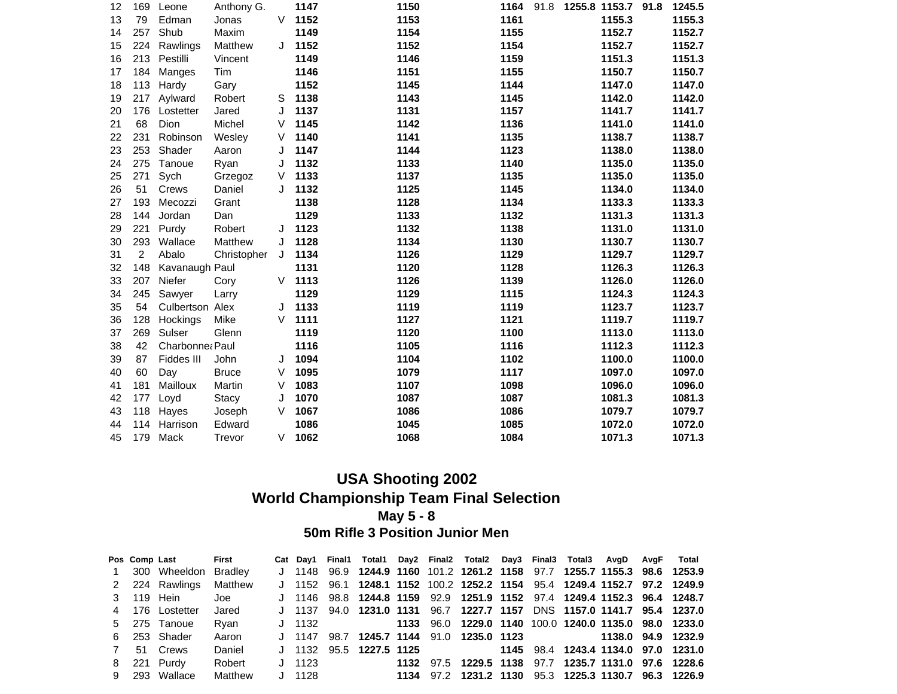| Pos | Comp | Last | First | Cat | Day1 | Final1 | Total1 | Day2 | Final2 | Total2 | Day3 | Final3 | Total3 | AvgD | AvgF | Total |
|---|---|---|---|---|---|---|---|---|---|---|---|---|---|---|---|---|
| 12 | 169 | Leone | Anthony G. | | **1147** | | | **1150** | | | **1164** | 91.8 | **1255.8** | **1153.7** | **91.8** | **1245.5** |
| 13 | 79 | Edman | Jonas | V | **1152** | | | **1153** | | | **1161** | | | **1155.3** | | **1155.3** |
| 14 | 257 | Shub | Maxim | | **1149** | | | **1154** | | | **1155** | | | **1152.7** | | **1152.7** |
| 15 | 224 | Rawlings | Matthew | J | **1152** | | | **1152** | | | **1154** | | | **1152.7** | | **1152.7** |
| 16 | 213 | Pestilli | Vincent | | **1149** | | | **1146** | | | **1159** | | | **1151.3** | | **1151.3** |
| 17 | 184 | Manges | Tim | | **1146** | | | **1151** | | | **1155** | | | **1150.7** | | **1150.7** |
| 18 | 113 | Hardy | Gary | | **1152** | | | **1145** | | | **1144** | | | **1147.0** | | **1147.0** |
| 19 | 217 | Aylward | Robert | S | **1138** | | | **1143** | | | **1145** | | | **1142.0** | | **1142.0** |
| 20 | 176 | Lostetter | Jared | J | **1137** | | | **1131** | | | **1157** | | | **1141.7** | | **1141.7** |
| 21 | 68 | Dion | Michel | V | **1145** | | | **1142** | | | **1136** | | | **1141.0** | | **1141.0** |
| 22 | 231 | Robinson | Wesley | V | **1140** | | | **1141** | | | **1135** | | | **1138.7** | | **1138.7** |
| 23 | 253 | Shader | Aaron | J | **1147** | | | **1144** | | | **1123** | | | **1138.0** | | **1138.0** |
| 24 | 275 | Tanoue | Ryan | J | **1132** | | | **1133** | | | **1140** | | | **1135.0** | | **1135.0** |
| 25 | 271 | Sych | Grzegoz | V | **1133** | | | **1137** | | | **1135** | | | **1135.0** | | **1135.0** |
| 26 | 51 | Crews | Daniel | J | **1132** | | | **1125** | | | **1145** | | | **1134.0** | | **1134.0** |
| 27 | 193 | Mecozzi | Grant | | **1138** | | | **1128** | | | **1134** | | | **1133.3** | | **1133.3** |
| 28 | 144 | Jordan | Dan | | **1129** | | | **1133** | | | **1132** | | | **1131.3** | | **1131.3** |
| 29 | 221 | Purdy | Robert | J | **1123** | | | **1132** | | | **1138** | | | **1131.0** | | **1131.0** |
| 30 | 293 | Wallace | Matthew | J | **1128** | | | **1134** | | | **1130** | | | **1130.7** | | **1130.7** |
| 31 | 2 | Abalo | Christopher | J | **1134** | | | **1126** | | | **1129** | | | **1129.7** | | **1129.7** |
| 32 | 148 | Kavanaugh | Paul | | **1131** | | | **1120** | | | **1128** | | | **1126.3** | | **1126.3** |
| 33 | 207 | Niefer | Cory | V | **1113** | | | **1126** | | | **1139** | | | **1126.0** | | **1126.0** |
| 34 | 245 | Sawyer | Larry | | **1129** | | | **1129** | | | **1115** | | | **1124.3** | | **1124.3** |
| 35 | 54 | Culbertson | Alex | J | **1133** | | | **1119** | | | **1119** | | | **1123.7** | | **1123.7** |
| 36 | 128 | Hockings | Mike | V | **1111** | | | **1127** | | | **1121** | | | **1119.7** | | **1119.7** |
| 37 | 269 | Sulser | Glenn | | **1119** | | | **1120** | | | **1100** | | | **1113.0** | | **1113.0** |
| 38 | 42 | Charbonnea | Paul | | **1116** | | | **1105** | | | **1116** | | | **1112.3** | | **1112.3** |
| 39 | 87 | Fiddes III | John | J | **1094** | | | **1104** | | | **1102** | | | **1100.0** | | **1100.0** |
| 40 | 60 | Day | Bruce | V | **1095** | | | **1079** | | | **1117** | | | **1097.0** | | **1097.0** |
| 41 | 181 | Mailloux | Martin | V | **1083** | | | **1107** | | | **1098** | | | **1096.0** | | **1096.0** |
| 42 | 177 | Loyd | Stacy | J | **1070** | | | **1087** | | | **1087** | | | **1081.3** | | **1081.3** |
| 43 | 118 | Hayes | Joseph | V | **1067** | | | **1086** | | | **1086** | | | **1079.7** | | **1079.7** |
| 44 | 114 | Harrison | Edward | | **1086** | | | **1045** | | | **1085** | | | **1072.0** | | **1072.0** |
| 45 | 179 | Mack | Trevor | V | **1062** | | | **1068** | | | **1084** | | | **1071.3** | | **1071.3** |

# USA Shooting 2002

## World Championship Team Final Selection

### May 5 - 8

### 50m Rifle 3 Position Junior Men

| Pos | Comp | Last | First | Cat | Day1 | Final1 | Total1 | Day2 | Final2 | Total2 | Day3 | Final3 | Total3 | AvgD | AvgF | Total |
|---|---|---|---|---|---|---|---|---|---|---|---|---|---|---|---|---|
| 1 | 300 | Wheeldon | Bradley | J | 1148 | 96.9 | **1244.9** | **1160** | 101.2 | **1261.2** | **1158** | 97.7 | **1255.7** | **1155.3** | **98.6** | **1253.9** |
| 2 | 224 | Rawlings | Matthew | J | 1152 | 96.1 | **1248.1** | **1152** | 100.2 | **1252.2** | **1154** | 95.4 | **1249.4** | **1152.7** | **97.2** | **1249.9** |
| 3 | 119 | Hein | Joe | J | 1146 | 98.8 | **1244.8** | **1159** | 92.9 | **1251.9** | **1152** | 97.4 | **1249.4** | **1152.3** | **96.4** | **1248.7** |
| 4 | 176 | Lostetter | Jared | J | 1137 | 94.0 | **1231.0** | **1131** | 96.7 | **1227.7** | **1157** | DNS | **1157.0** | **1141.7** | **95.4** | **1237.0** |
| 5 | 275 | Tanoue | Ryan | J | 1132 | | | **1133** | 96.0 | **1229.0** | **1140** | 100.0 | **1240.0** | **1135.0** | **98.0** | **1233.0** |
| 6 | 253 | Shader | Aaron | J | 1147 | 98.7 | **1245.7** | **1144** | 91.0 | **1235.0** | **1123** | | | **1138.0** | **94.9** | **1232.9** |
| 7 | 51 | Crews | Daniel | J | 1132 | 95.5 | **1227.5** | **1125** | | | **1145** | 98.4 | **1243.4** | **1134.0** | **97.0** | **1231.0** |
| 8 | 221 | Purdy | Robert | J | 1123 | | | **1132** | 97.5 | **1229.5** | **1138** | 97.7 | **1235.7** | **1131.0** | **97.6** | **1228.6** |
| 9 | 293 | Wallace | Matthew | J | 1128 | | | **1134** | 97.2 | **1231.2** | **1130** | 95.3 | **1225.3** | **1130.7** | **96.3** | **1226.9** |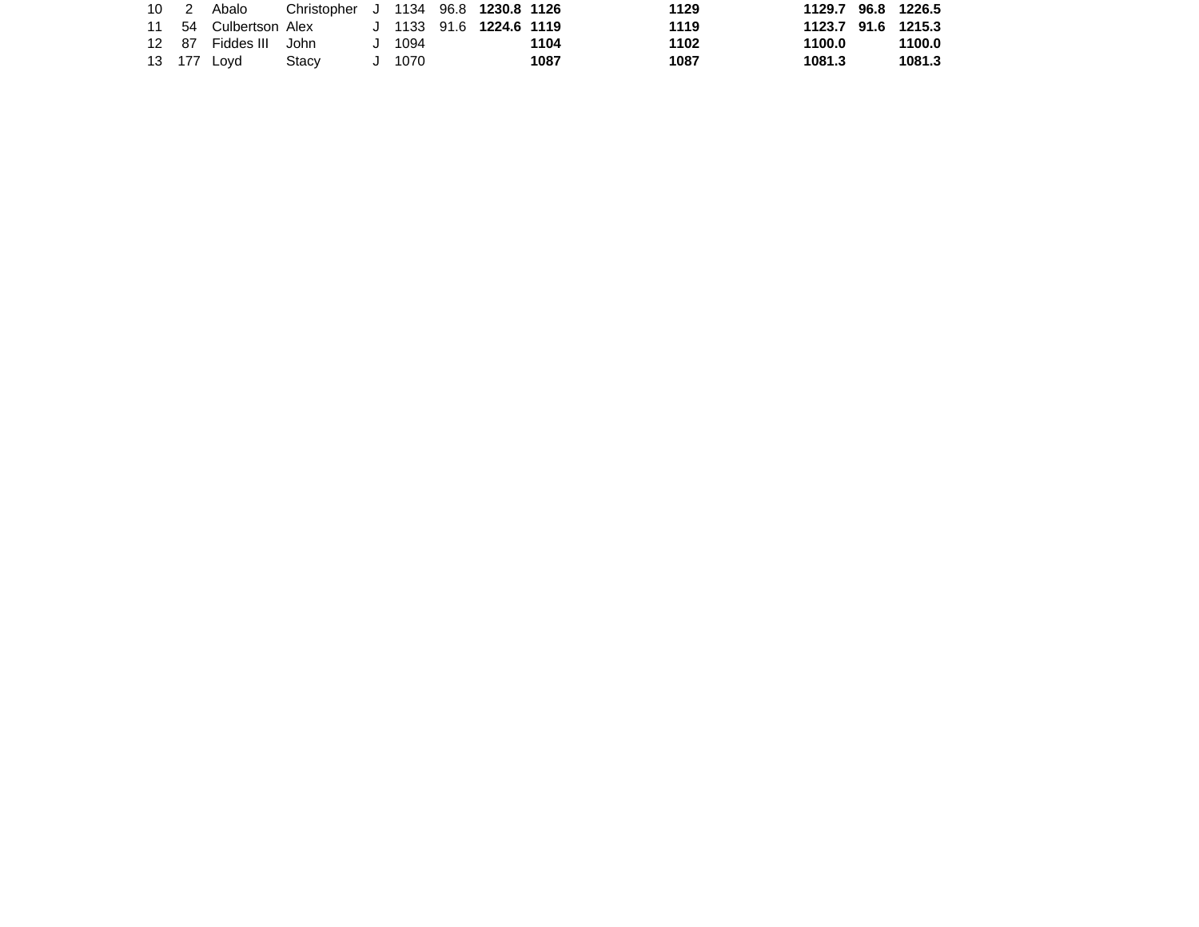| | | | | | | | | | | | | | |
|---|---|---|---|---|---|---|---|---|---|---|---|---|---|
| 10 | 2 | Abalo | Christopher | J | 1134 | 96.8 | **1230.8** | **1126** | **1129** | **1129.7** | **96.8** | **1226.5** |
| 11 | 54 | Culbertson | Alex | J | 1133 | 91.6 | **1224.6** | **1119** | **1119** | **1123.7** | **91.6** | **1215.3** |
| 12 | 87 | Fiddes III | John | J | 1094 | | | **1104** | **1102** | **1100.0** | | **1100.0** |
| 13 | 177 | Loyd | Stacy | J | 1070 | | | **1087** | **1087** | **1081.3** | | **1081.3** |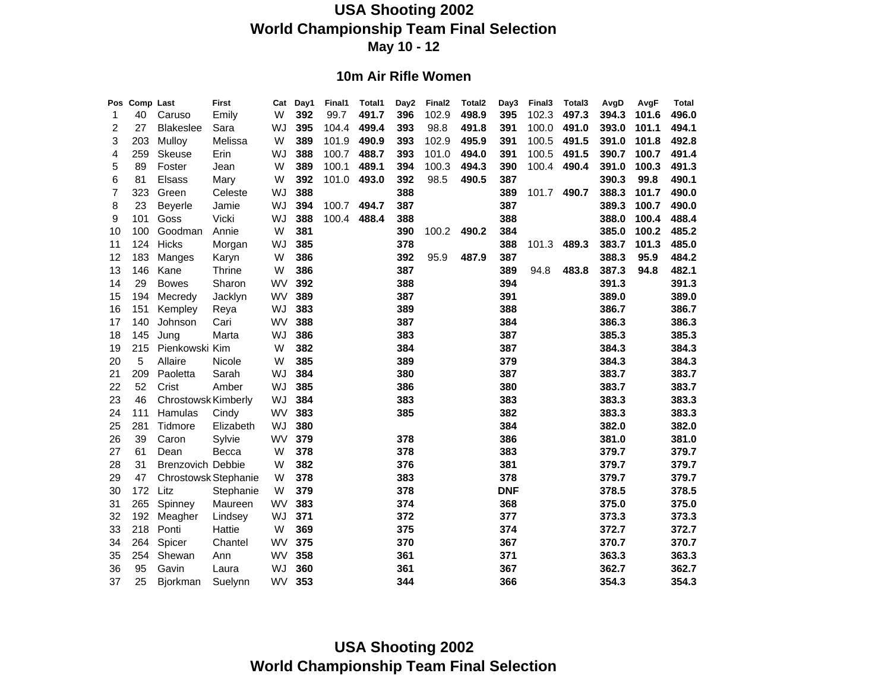# USA Shooting 2002
# World Championship Team Final Selection
### May 10 - 12

## 10m Air Rifle Women

| Pos | Comp | Last | First | Cat | Day1 | Final1 | Total1 | Day2 | Final2 | Total2 | Day3 | Final3 | Total3 | AvgD | AvgF | Total |
|---|---|---|---|---|---|---|---|---|---|---|---|---|---|---|---|---|
| 1 | 40 | Caruso | Emily | W | **392** | 99.7 | **491.7** | **396** | 102.9 | **498.9** | **395** | 102.3 | **497.3** | **394.3** | **101.6** | **496.0** |
| 2 | 27 | Blakeslee | Sara | WJ | **395** | 104.4 | **499.4** | **393** | 98.8 | **491.8** | **391** | 100.0 | **491.0** | **393.0** | **101.1** | **494.1** |
| 3 | 203 | Mulloy | Melissa | W | **389** | 101.9 | **490.9** | **393** | 102.9 | **495.9** | **391** | 100.5 | **491.5** | **391.0** | **101.8** | **492.8** |
| 4 | 259 | Skeuse | Erin | WJ | **388** | 100.7 | **488.7** | **393** | 101.0 | **494.0** | **391** | 100.5 | **491.5** | **390.7** | **100.7** | **491.4** |
| 5 | 89 | Foster | Jean | W | **389** | 100.1 | **489.1** | **394** | 100.3 | **494.3** | **390** | 100.4 | **490.4** | **391.0** | **100.3** | **491.3** |
| 6 | 81 | Elsass | Mary | W | **392** | 101.0 | **493.0** | **392** | 98.5 | **490.5** | **387** | | | **390.3** | **99.8** | **490.1** |
| 7 | 323 | Green | Celeste | WJ | **388** | | | **388** | | | **389** | 101.7 | **490.7** | **388.3** | **101.7** | **490.0** |
| 8 | 23 | Beyerle | Jamie | WJ | **394** | 100.7 | **494.7** | **387** | | | **387** | | | **389.3** | **100.7** | **490.0** |
| 9 | 101 | Goss | Vicki | WJ | **388** | 100.4 | **488.4** | **388** | | | **388** | | | **388.0** | **100.4** | **488.4** |
| 10 | 100 | Goodman | Annie | W | **381** | | | **390** | 100.2 | **490.2** | **384** | | | **385.0** | **100.2** | **485.2** |
| 11 | 124 | Hicks | Morgan | WJ | **385** | | | **378** | | | **388** | 101.3 | **489.3** | **383.7** | **101.3** | **485.0** |
| 12 | 183 | Manges | Karyn | W | **386** | | | **392** | 95.9 | **487.9** | **387** | | | **388.3** | **95.9** | **484.2** |
| 13 | 146 | Kane | Thrine | W | **386** | | | **387** | | | **389** | 94.8 | **483.8** | **387.3** | **94.8** | **482.1** |
| 14 | 29 | Bowes | Sharon | WV | **392** | | | **388** | | | **394** | | | **391.3** | | **391.3** |
| 15 | 194 | Mecredy | Jacklyn | WV | **389** | | | **387** | | | **391** | | | **389.0** | | **389.0** |
| 16 | 151 | Kempley | Reya | WJ | **383** | | | **389** | | | **388** | | | **386.7** | | **386.7** |
| 17 | 140 | Johnson | Cari | WV | **388** | | | **387** | | | **384** | | | **386.3** | | **386.3** |
| 18 | 145 | Jung | Marta | WJ | **386** | | | **383** | | | **387** | | | **385.3** | | **385.3** |
| 19 | 215 | Pienkowski | Kim | W | **382** | | | **384** | | | **387** | | | **384.3** | | **384.3** |
| 20 | 5 | Allaire | Nicole | W | **385** | | | **389** | | | **379** | | | **384.3** | | **384.3** |
| 21 | 209 | Paoletta | Sarah | WJ | **384** | | | **380** | | | **387** | | | **383.7** | | **383.7** |
| 22 | 52 | Crist | Amber | WJ | **385** | | | **386** | | | **380** | | | **383.7** | | **383.7** |
| 23 | 46 | Chrostowsk | Kimberly | WJ | **384** | | | **383** | | | **383** | | | **383.3** | | **383.3** |
| 24 | 111 | Hamulas | Cindy | WV | **383** | | | **385** | | | **382** | | | **383.3** | | **383.3** |
| 25 | 281 | Tidmore | Elizabeth | WJ | **380** | | | | | | **384** | | | **382.0** | | **382.0** |
| 26 | 39 | Caron | Sylvie | WV | **379** | | | **378** | | | **386** | | | **381.0** | | **381.0** |
| 27 | 61 | Dean | Becca | W | **378** | | | **378** | | | **383** | | | **379.7** | | **379.7** |
| 28 | 31 | Brenzovich | Debbie | W | **382** | | | **376** | | | **381** | | | **379.7** | | **379.7** |
| 29 | 47 | Chrostowsk | Stephanie | W | **378** | | | **383** | | | **378** | | | **379.7** | | **379.7** |
| 30 | 172 | Litz | Stephanie | W | **379** | | | **378** | | | **DNF** | | | **378.5** | | **378.5** |
| 31 | 265 | Spinney | Maureen | WV | **383** | | | **374** | | | **368** | | | **375.0** | | **375.0** |
| 32 | 192 | Meagher | Lindsey | WJ | **371** | | | **372** | | | **377** | | | **373.3** | | **373.3** |
| 33 | 218 | Ponti | Hattie | W | **369** | | | **375** | | | **374** | | | **372.7** | | **372.7** |
| 34 | 264 | Spicer | Chantel | WV | **375** | | | **370** | | | **367** | | | **370.7** | | **370.7** |
| 35 | 254 | Shewan | Ann | WV | **358** | | | **361** | | | **371** | | | **363.3** | | **363.3** |
| 36 | 95 | Gavin | Laura | WJ | **360** | | | **361** | | | **367** | | | **362.7** | | **362.7** |
| 37 | 25 | Bjorkman | Suelynn | WV | **353** | | | **344** | | | **366** | | | **354.3** | | **354.3** |

# USA Shooting 2002
# World Championship Team Final Selection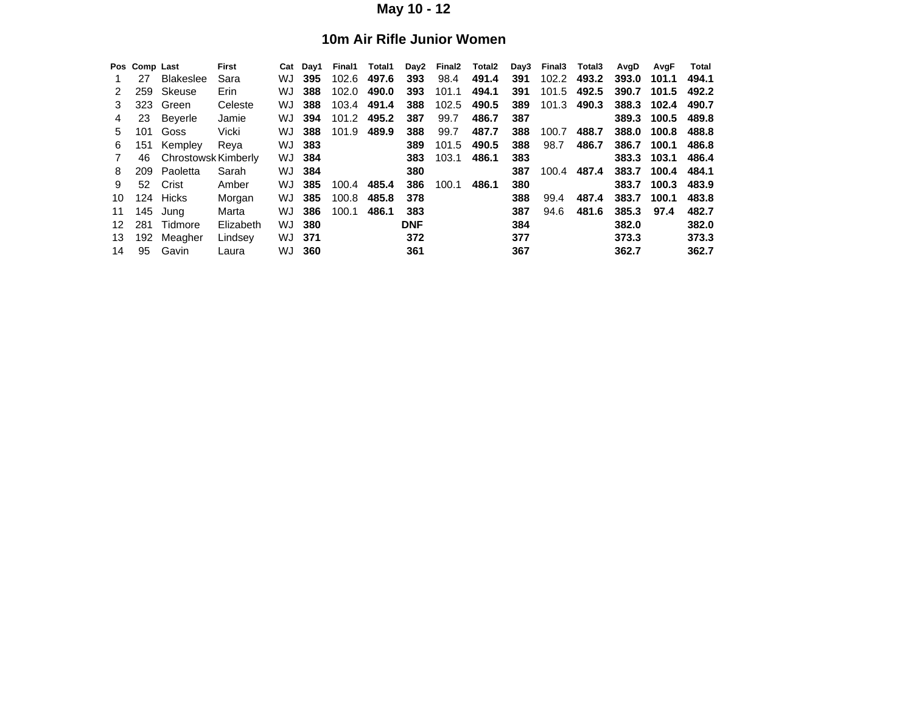**May 10 - 12**

## 10m Air Rifle Junior Women

| Pos | Comp | Last | First | Cat | Day1 | Final1 | Total1 | Day2 | Final2 | Total2 | Day3 | Final3 | Total3 | AvgD | AvgF | Total |
|---|---|---|---|---|---|---|---|---|---|---|---|---|---|---|---|---|
| 1 | 27 | Blakeslee | Sara | WJ | **395** | 102.6 | **497.6** | **393** | 98.4 | **491.4** | **391** | 102.2 | **493.2** | **393.0** | **101.1** | **494.1** |
| 2 | 259 | Skeuse | Erin | WJ | **388** | 102.0 | **490.0** | **393** | 101.1 | **494.1** | **391** | 101.5 | **492.5** | **390.7** | **101.5** | **492.2** |
| 3 | 323 | Green | Celeste | WJ | **388** | 103.4 | **491.4** | **388** | 102.5 | **490.5** | **389** | 101.3 | **490.3** | **388.3** | **102.4** | **490.7** |
| 4 | 23 | Beyerle | Jamie | WJ | **394** | 101.2 | **495.2** | **387** | 99.7 | **486.7** | **387** | | | **389.3** | **100.5** | **489.8** |
| 5 | 101 | Goss | Vicki | WJ | **388** | 101.9 | **489.9** | **388** | 99.7 | **487.7** | **388** | 100.7 | **488.7** | **388.0** | **100.8** | **488.8** |
| 6 | 151 | Kempley | Reya | WJ | **383** | | | **389** | 101.5 | **490.5** | **388** | 98.7 | **486.7** | **386.7** | **100.1** | **486.8** |
| 7 | 46 | Chrostowsk | Kimberly | WJ | **384** | | | **383** | 103.1 | **486.1** | **383** | | | **383.3** | **103.1** | **486.4** |
| 8 | 209 | Paoletta | Sarah | WJ | **384** | | | **380** | | | **387** | 100.4 | **487.4** | **383.7** | **100.4** | **484.1** |
| 9 | 52 | Crist | Amber | WJ | **385** | 100.4 | **485.4** | **386** | 100.1 | **486.1** | **380** | | | **383.7** | **100.3** | **483.9** |
| 10 | 124 | Hicks | Morgan | WJ | **385** | 100.8 | **485.8** | **378** | | | **388** | 99.4 | **487.4** | **383.7** | **100.1** | **483.8** |
| 11 | 145 | Jung | Marta | WJ | **386** | 100.1 | **486.1** | **383** | | | **387** | 94.6 | **481.6** | **385.3** | **97.4** | **482.7** |
| 12 | 281 | Tidmore | Elizabeth | WJ | **380** | | | **DNF** | | | **384** | | | **382.0** | | **382.0** |
| 13 | 192 | Meagher | Lindsey | WJ | **371** | | | **372** | | | **377** | | | **373.3** | | **373.3** |
| 14 | 95 | Gavin | Laura | WJ | **360** | | | **361** | | | **367** | | | **362.7** | | **362.7** |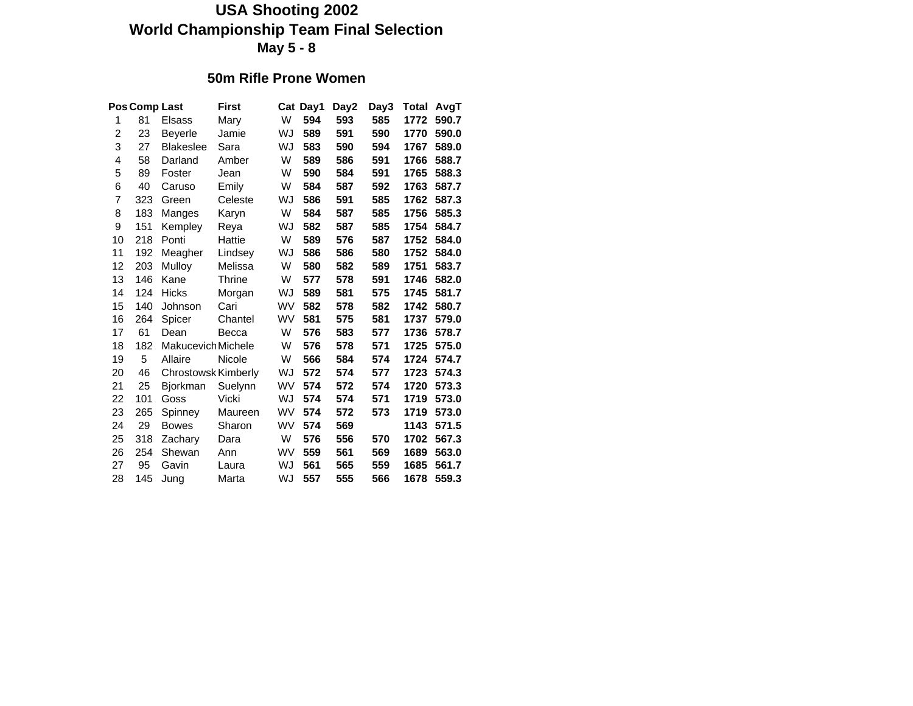# USA Shooting 2002

## World Championship Team Final Selection

### May 5 - 8

### 50m Rifle Prone Women

| Pos | Comp | Last | First | Cat | Day1 | Day2 | Day3 | Total | AvgT |
|---|---|---|---|---|---|---|---|---|---|
| 1 | 81 | Elsass | Mary | W | **594** | **593** | **585** | **1772** | **590.7** |
| 2 | 23 | Beyerle | Jamie | WJ | **589** | **591** | **590** | **1770** | **590.0** |
| 3 | 27 | Blakeslee | Sara | WJ | **583** | **590** | **594** | **1767** | **589.0** |
| 4 | 58 | Darland | Amber | W | **589** | **586** | **591** | **1766** | **588.7** |
| 5 | 89 | Foster | Jean | W | **590** | **584** | **591** | **1765** | **588.3** |
| 6 | 40 | Caruso | Emily | W | **584** | **587** | **592** | **1763** | **587.7** |
| 7 | 323 | Green | Celeste | WJ | **586** | **591** | **585** | **1762** | **587.3** |
| 8 | 183 | Manges | Karyn | W | **584** | **587** | **585** | **1756** | **585.3** |
| 9 | 151 | Kempley | Reya | WJ | **582** | **587** | **585** | **1754** | **584.7** |
| 10 | 218 | Ponti | Hattie | W | **589** | **576** | **587** | **1752** | **584.0** |
| 11 | 192 | Meagher | Lindsey | WJ | **586** | **586** | **580** | **1752** | **584.0** |
| 12 | 203 | Mulloy | Melissa | W | **580** | **582** | **589** | **1751** | **583.7** |
| 13 | 146 | Kane | Thrine | W | **577** | **578** | **591** | **1746** | **582.0** |
| 14 | 124 | Hicks | Morgan | WJ | **589** | **581** | **575** | **1745** | **581.7** |
| 15 | 140 | Johnson | Cari | WV | **582** | **578** | **582** | **1742** | **580.7** |
| 16 | 264 | Spicer | Chantel | WV | **581** | **575** | **581** | **1737** | **579.0** |
| 17 | 61 | Dean | Becca | W | **576** | **583** | **577** | **1736** | **578.7** |
| 18 | 182 | Makucevich | Michele | W | **576** | **578** | **571** | **1725** | **575.0** |
| 19 | 5 | Allaire | Nicole | W | **566** | **584** | **574** | **1724** | **574.7** |
| 20 | 46 | Chrostowsk | Kimberly | WJ | **572** | **574** | **577** | **1723** | **574.3** |
| 21 | 25 | Bjorkman | Suelynn | WV | **574** | **572** | **574** | **1720** | **573.3** |
| 22 | 101 | Goss | Vicki | WJ | **574** | **574** | **571** | **1719** | **573.0** |
| 23 | 265 | Spinney | Maureen | WV | **574** | **572** | **573** | **1719** | **573.0** |
| 24 | 29 | Bowes | Sharon | WV | **574** | **569** | | **1143** | **571.5** |
| 25 | 318 | Zachary | Dara | W | **576** | **556** | **570** | **1702** | **567.3** |
| 26 | 254 | Shewan | Ann | WV | **559** | **561** | **569** | **1689** | **563.0** |
| 27 | 95 | Gavin | Laura | WJ | **561** | **565** | **559** | **1685** | **561.7** |
| 28 | 145 | Jung | Marta | WJ | **557** | **555** | **566** | **1678** | **559.3** |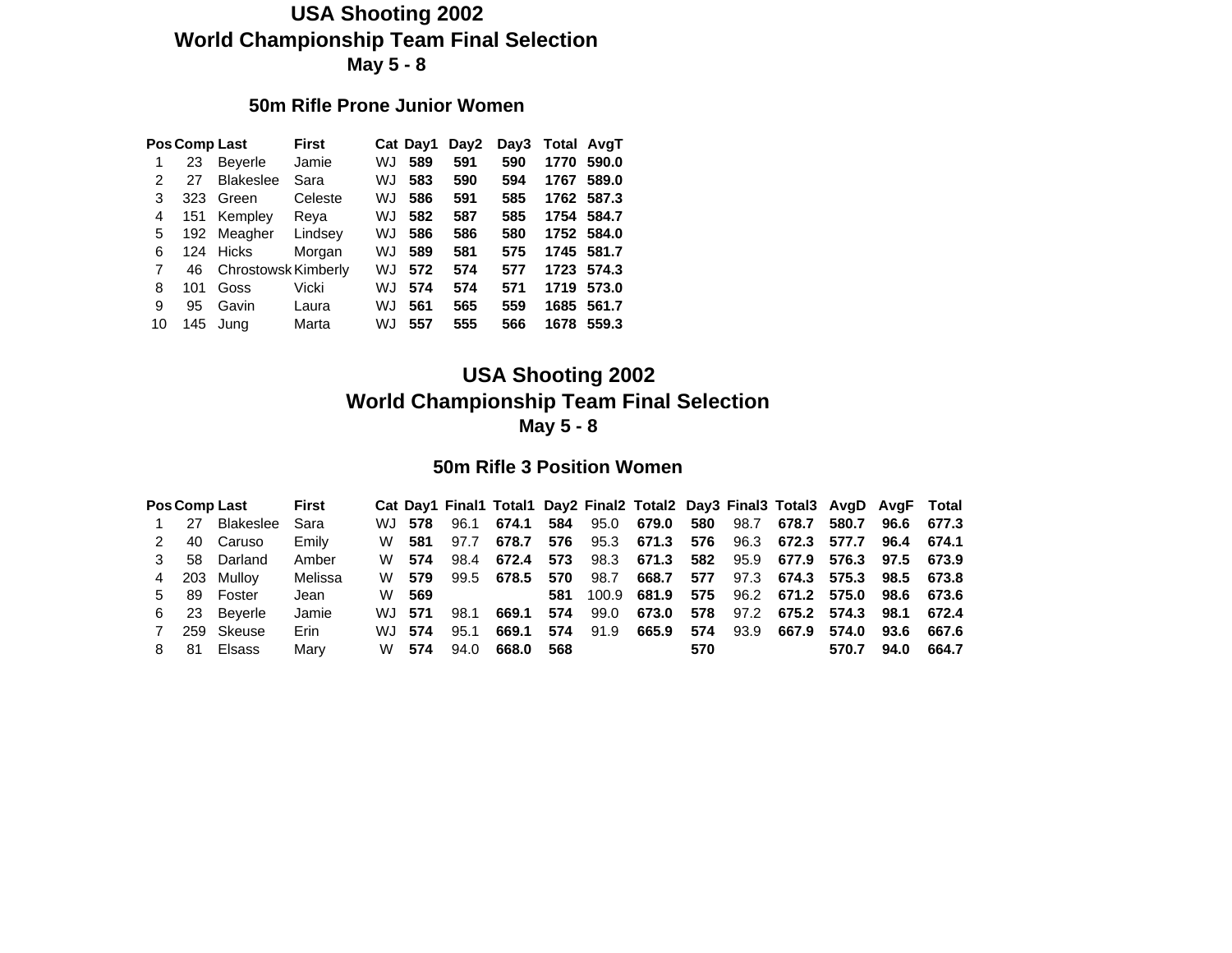# USA Shooting 2002
## World Championship Team Final Selection
**May 5 - 8**

### 50m Rifle Prone Junior Women

| Pos | Comp | Last | First | Cat | Day1 | Day2 | Day3 | Total | AvgT |
|---|---|---|---|---|---|---|---|---|---|
| 1 | 23 | Beyerle | Jamie | WJ | **589** | **591** | **590** | **1770** | **590.0** |
| 2 | 27 | Blakeslee | Sara | WJ | **583** | **590** | **594** | **1767** | **589.0** |
| 3 | 323 | Green | Celeste | WJ | **586** | **591** | **585** | **1762** | **587.3** |
| 4 | 151 | Kempley | Reya | WJ | **582** | **587** | **585** | **1754** | **584.7** |
| 5 | 192 | Meagher | Lindsey | WJ | **586** | **586** | **580** | **1752** | **584.0** |
| 6 | 124 | Hicks | Morgan | WJ | **589** | **581** | **575** | **1745** | **581.7** |
| 7 | 46 | Chrostowsk | Kimberly | WJ | **572** | **574** | **577** | **1723** | **574.3** |
| 8 | 101 | Goss | Vicki | WJ | **574** | **574** | **571** | **1719** | **573.0** |
| 9 | 95 | Gavin | Laura | WJ | **561** | **565** | **559** | **1685** | **561.7** |
| 10 | 145 | Jung | Marta | WJ | **557** | **555** | **566** | **1678** | **559.3** |

# USA Shooting 2002
## World Championship Team Final Selection
**May 5 - 8**

### 50m Rifle 3 Position Women

| Pos | Comp | Last | First | Cat | Day1 | Final1 | Total1 | Day2 | Final2 | Total2 | Day3 | Final3 | Total3 | AvgD | AvgF | Total |
|---|---|---|---|---|---|---|---|---|---|---|---|---|---|---|---|---|
| 1 | 27 | Blakeslee | Sara | WJ | **578** | 96.1 | **674.1** | **584** | 95.0 | **679.0** | **580** | 98.7 | **678.7** | **580.7** | **96.6** | **677.3** |
| 2 | 40 | Caruso | Emily | W | **581** | 97.7 | **678.7** | **576** | 95.3 | **671.3** | **576** | 96.3 | **672.3** | **577.7** | **96.4** | **674.1** |
| 3 | 58 | Darland | Amber | W | **574** | 98.4 | **672.4** | **573** | 98.3 | **671.3** | **582** | 95.9 | **677.9** | **576.3** | **97.5** | **673.9** |
| 4 | 203 | Mulloy | Melissa | W | **579** | 99.5 | **678.5** | **570** | 98.7 | **668.7** | **577** | 97.3 | **674.3** | **575.3** | **98.5** | **673.8** |
| 5 | 89 | Foster | Jean | W | **569** | | | **581** | 100.9 | **681.9** | **575** | 96.2 | **671.2** | **575.0** | **98.6** | **673.6** |
| 6 | 23 | Beyerle | Jamie | WJ | **571** | 98.1 | **669.1** | **574** | 99.0 | **673.0** | **578** | 97.2 | **675.2** | **574.3** | **98.1** | **672.4** |
| 7 | 259 | Skeuse | Erin | WJ | **574** | 95.1 | **669.1** | **574** | 91.9 | **665.9** | **574** | 93.9 | **667.9** | **574.0** | **93.6** | **667.6** |
| 8 | 81 | Elsass | Mary | W | **574** | 94.0 | **668.0** | **568** | | | **570** | | | **570.7** | **94.0** | **664.7** |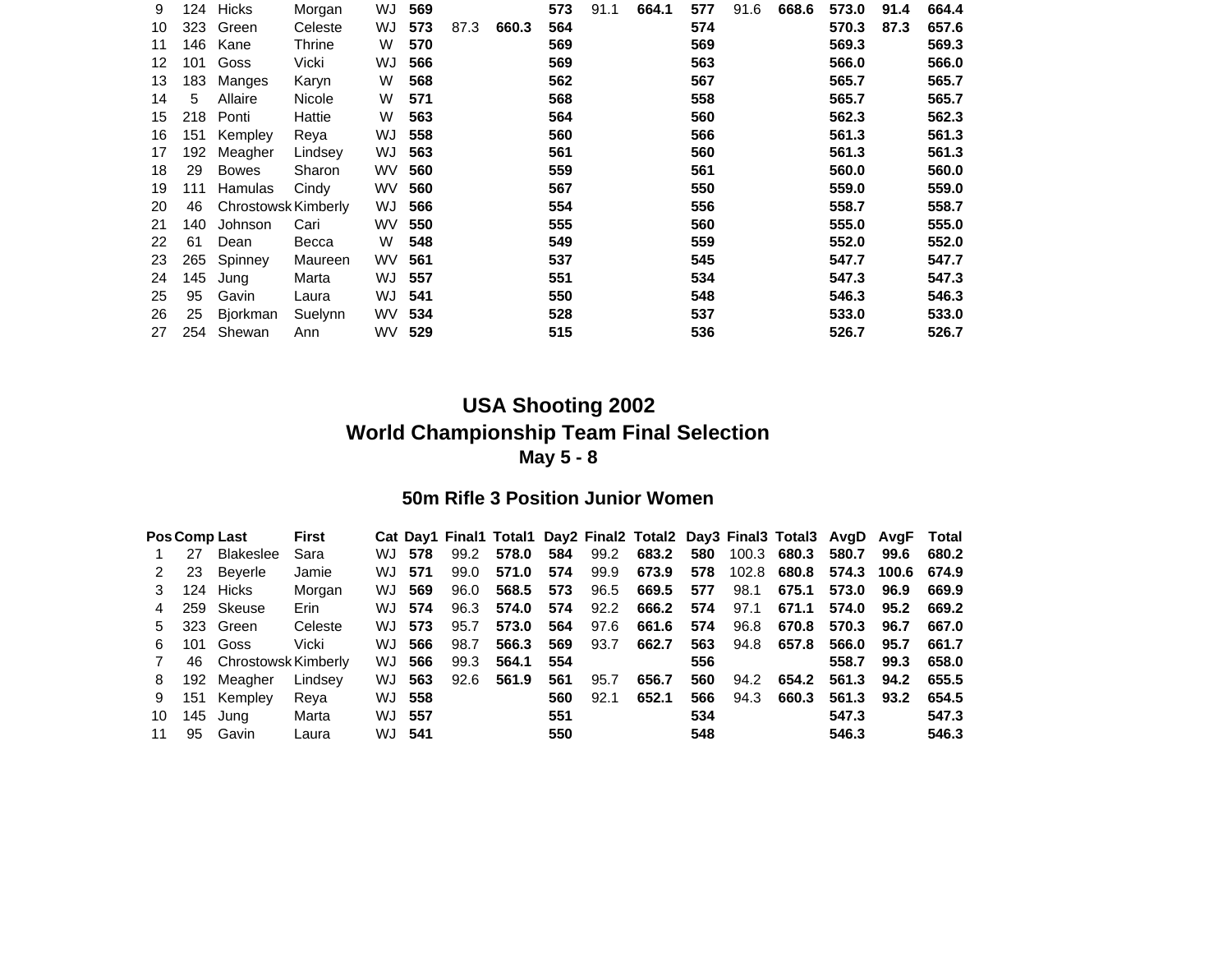| Pos | Comp | Last | First | Cat | Day1 | Final1 | Total1 | Day2 | Final2 | Total2 | Day3 | Final3 | Total3 | AvgD | AvgF | Total |
|---|---|---|---|---|---|---|---|---|---|---|---|---|---|---|---|---|
| 9 | 124 | Hicks | Morgan | WJ | **569** | | | **573** | 91.1 | **664.1** | **577** | 91.6 | **668.6** | **573.0** | **91.4** | **664.4** |
| 10 | 323 | Green | Celeste | WJ | **573** | 87.3 | **660.3** | **564** | | | **574** | | | **570.3** | **87.3** | **657.6** |
| 11 | 146 | Kane | Thrine | W | **570** | | | **569** | | | **569** | | | **569.3** | | **569.3** |
| 12 | 101 | Goss | Vicki | WJ | **566** | | | **569** | | | **563** | | | **566.0** | | **566.0** |
| 13 | 183 | Manges | Karyn | W | **568** | | | **562** | | | **567** | | | **565.7** | | **565.7** |
| 14 | 5 | Allaire | Nicole | W | **571** | | | **568** | | | **558** | | | **565.7** | | **565.7** |
| 15 | 218 | Ponti | Hattie | W | **563** | | | **564** | | | **560** | | | **562.3** | | **562.3** |
| 16 | 151 | Kempley | Reya | WJ | **558** | | | **560** | | | **566** | | | **561.3** | | **561.3** |
| 17 | 192 | Meagher | Lindsey | WJ | **563** | | | **561** | | | **560** | | | **561.3** | | **561.3** |
| 18 | 29 | Bowes | Sharon | WV | **560** | | | **559** | | | **561** | | | **560.0** | | **560.0** |
| 19 | 111 | Hamulas | Cindy | WV | **560** | | | **567** | | | **550** | | | **559.0** | | **559.0** |
| 20 | 46 | Chrostowsk | Kimberly | WJ | **566** | | | **554** | | | **556** | | | **558.7** | | **558.7** |
| 21 | 140 | Johnson | Cari | WV | **550** | | | **555** | | | **560** | | | **555.0** | | **555.0** |
| 22 | 61 | Dean | Becca | W | **548** | | | **549** | | | **559** | | | **552.0** | | **552.0** |
| 23 | 265 | Spinney | Maureen | WV | **561** | | | **537** | | | **545** | | | **547.7** | | **547.7** |
| 24 | 145 | Jung | Marta | WJ | **557** | | | **551** | | | **534** | | | **547.3** | | **547.3** |
| 25 | 95 | Gavin | Laura | WJ | **541** | | | **550** | | | **548** | | | **546.3** | | **546.3** |
| 26 | 25 | Bjorkman | Suelynn | WV | **534** | | | **528** | | | **537** | | | **533.0** | | **533.0** |
| 27 | 254 | Shewan | Ann | WV | **529** | | | **515** | | | **536** | | | **526.7** | | **526.7** |

# USA Shooting 2002
# World Championship Team Final Selection
## May 5 - 8

### 50m Rifle 3 Position Junior Women

| Pos | Comp | Last | First | Cat | Day1 | Final1 | Total1 | Day2 | Final2 | Total2 | Day3 | Final3 | Total3 | AvgD | AvgF | Total |
|---|---|---|---|---|---|---|---|---|---|---|---|---|---|---|---|---|
| 1 | 27 | Blakeslee | Sara | WJ | **578** | 99.2 | **578.0** | **584** | 99.2 | **683.2** | **580** | 100.3 | **680.3** | **580.7** | **99.6** | **680.2** |
| 2 | 23 | Beyerle | Jamie | WJ | **571** | 99.0 | **571.0** | **574** | 99.9 | **673.9** | **578** | 102.8 | **680.8** | **574.3** | **100.6** | **674.9** |
| 3 | 124 | Hicks | Morgan | WJ | **569** | 96.0 | **568.5** | **573** | 96.5 | **669.5** | **577** | 98.1 | **675.1** | **573.0** | **96.9** | **669.9** |
| 4 | 259 | Skeuse | Erin | WJ | **574** | 96.3 | **574.0** | **574** | 92.2 | **666.2** | **574** | 97.1 | **671.1** | **574.0** | **95.2** | **669.2** |
| 5 | 323 | Green | Celeste | WJ | **573** | 95.7 | **573.0** | **564** | 97.6 | **661.6** | **574** | 96.8 | **670.8** | **570.3** | **96.7** | **667.0** |
| 6 | 101 | Goss | Vicki | WJ | **566** | 98.7 | **566.3** | **569** | 93.7 | **662.7** | **563** | 94.8 | **657.8** | **566.0** | **95.7** | **661.7** |
| 7 | 46 | Chrostowsk | Kimberly | WJ | **566** | 99.3 | **564.1** | **554** | | | **556** | | | **558.7** | **99.3** | **658.0** |
| 8 | 192 | Meagher | Lindsey | WJ | **563** | 92.6 | **561.9** | **561** | 95.7 | **656.7** | **560** | 94.2 | **654.2** | **561.3** | **94.2** | **655.5** |
| 9 | 151 | Kempley | Reya | WJ | **558** | | | **560** | 92.1 | **652.1** | **566** | 94.3 | **660.3** | **561.3** | **93.2** | **654.5** |
| 10 | 145 | Jung | Marta | WJ | **557** | | | **551** | | | **534** | | | **547.3** | | **547.3** |
| 11 | 95 | Gavin | Laura | WJ | **541** | | | **550** | | | **548** | | | **546.3** | | **546.3** |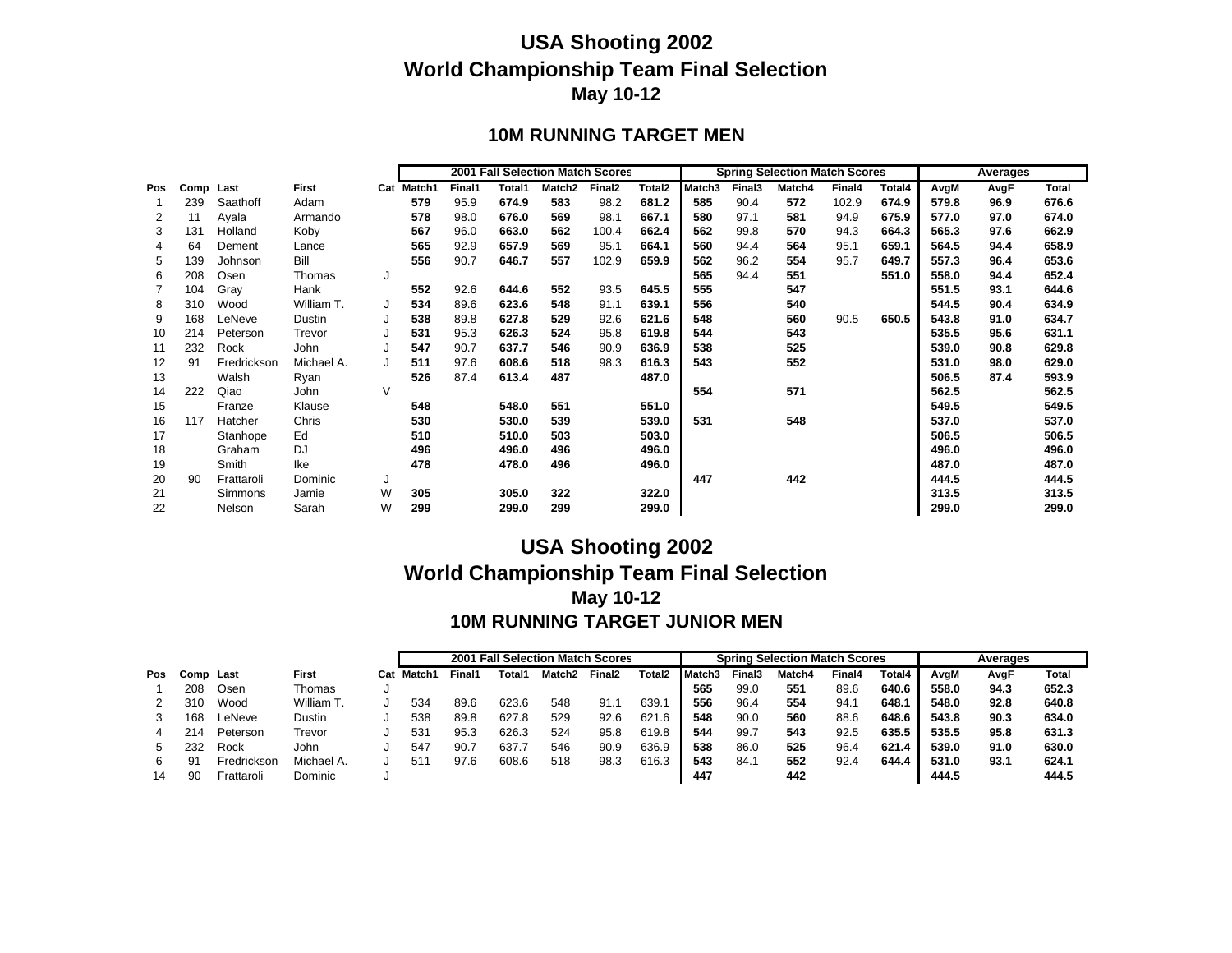# USA Shooting 2002
# World Championship Team Final Selection
## May 10-12

### 10M RUNNING TARGET MEN

| | | | | | 2001 Fall Selection Match Scores | | | | | | Spring Selection Match Scores | | | | | Averages | | |
|---|---|---|---|---|---|---|---|---|---|---|---|---|---|---|---|---|---|---|
| Pos | Comp | Last | First | Cat | Match1 | Final1 | Total1 | Match2 | Final2 | Total2 | Match3 | Final3 | Match4 | Final4 | Total4 | AvgM | AvgF | Total |
| 1 | 239 | Saathoff | Adam | | 579 | 95.9 | 674.9 | 583 | 98.2 | 681.2 | 585 | 90.4 | 572 | 102.9 | 674.9 | 579.8 | 96.9 | 676.6 |
| 2 | 11 | Ayala | Armando | | 578 | 98.0 | 676.0 | 569 | 98.1 | 667.1 | 580 | 97.1 | 581 | 94.9 | 675.9 | 577.0 | 97.0 | 674.0 |
| 3 | 131 | Holland | Koby | | 567 | 96.0 | 663.0 | 562 | 100.4 | 662.4 | 562 | 99.8 | 570 | 94.3 | 664.3 | 565.3 | 97.6 | 662.9 |
| 4 | 64 | Dement | Lance | | 565 | 92.9 | 657.9 | 569 | 95.1 | 664.1 | 560 | 94.4 | 564 | 95.1 | 659.1 | 564.5 | 94.4 | 658.9 |
| 5 | 139 | Johnson | Bill | | 556 | 90.7 | 646.7 | 557 | 102.9 | 659.9 | 562 | 96.2 | 554 | 95.7 | 649.7 | 557.3 | 96.4 | 653.6 |
| 6 | 208 | Osen | Thomas | J | | | | | | | 565 | 94.4 | 551 | | 551.0 | 558.0 | 94.4 | 652.4 |
| 7 | 104 | Gray | Hank | | 552 | 92.6 | 644.6 | 552 | 93.5 | 645.5 | 555 | | 547 | | | 551.5 | 93.1 | 644.6 |
| 8 | 310 | Wood | William T. | J | 534 | 89.6 | 623.6 | 548 | 91.1 | 639.1 | 556 | | 540 | | | 544.5 | 90.4 | 634.9 |
| 9 | 168 | LeNeve | Dustin | J | 538 | 89.8 | 627.8 | 529 | 92.6 | 621.6 | 548 | | 560 | 90.5 | 650.5 | 543.8 | 91.0 | 634.7 |
| 10 | 214 | Peterson | Trevor | J | 531 | 95.3 | 626.3 | 524 | 95.8 | 619.8 | 544 | | 543 | | | 535.5 | 95.6 | 631.1 |
| 11 | 232 | Rock | John | J | 547 | 90.7 | 637.7 | 546 | 90.9 | 636.9 | 538 | | 525 | | | 539.0 | 90.8 | 629.8 |
| 12 | 91 | Fredrickson | Michael A. | J | 511 | 97.6 | 608.6 | 518 | 98.3 | 616.3 | 543 | | 552 | | | 531.0 | 98.0 | 629.0 |
| 13 | | Walsh | Ryan | | 526 | 87.4 | 613.4 | 487 | | 487.0 | | | | | | 506.5 | 87.4 | 593.9 |
| 14 | 222 | Qiao | John | V | | | | | | | 554 | | 571 | | | 562.5 | | 562.5 |
| 15 | | Franze | Klause | | 548 | | 548.0 | 551 | | 551.0 | | | | | | 549.5 | | 549.5 |
| 16 | 117 | Hatcher | Chris | | 530 | | 530.0 | 539 | | 539.0 | 531 | | 548 | | | 537.0 | | 537.0 |
| 17 | | Stanhope | Ed | | 510 | | 510.0 | 503 | | 503.0 | | | | | | 506.5 | | 506.5 |
| 18 | | Graham | DJ | | 496 | | 496.0 | 496 | | 496.0 | | | | | | 496.0 | | 496.0 |
| 19 | | Smith | Ike | | 478 | | 478.0 | 496 | | 496.0 | | | | | | 487.0 | | 487.0 |
| 20 | 90 | Frattaroli | Dominic | J | | | | | | | 447 | | 442 | | | 444.5 | | 444.5 |
| 21 | | Simmons | Jamie | W | 305 | | 305.0 | 322 | | 322.0 | | | | | | 313.5 | | 313.5 |
| 22 | | Nelson | Sarah | W | 299 | | 299.0 | 299 | | 299.0 | | | | | | 299.0 | | 299.0 |

# USA Shooting 2002
# World Championship Team Final Selection
## May 10-12
### 10M RUNNING TARGET JUNIOR MEN

| | | | | | 2001 Fall Selection Match Scores | | | | | | Spring Selection Match Scores | | | | | Averages | | |
|---|---|---|---|---|---|---|---|---|---|---|---|---|---|---|---|---|---|---|
| Pos | Comp | Last | First | Cat | Match1 | Final1 | Total1 | Match2 | Final2 | Total2 | Match3 | Final3 | Match4 | Final4 | Total4 | AvgM | AvgF | Total |
| 1 | 208 | Osen | Thomas | J | | | | | | | 565 | 99.0 | 551 | 89.6 | 640.6 | 558.0 | 94.3 | 652.3 |
| 2 | 310 | Wood | William T. | J | 534 | 89.6 | 623.6 | 548 | 91.1 | 639.1 | 556 | 96.4 | 554 | 94.1 | 648.1 | 548.0 | 92.8 | 640.8 |
| 3 | 168 | LeNeve | Dustin | J | 538 | 89.8 | 627.8 | 529 | 92.6 | 621.6 | 548 | 90.0 | 560 | 88.6 | 648.6 | 543.8 | 90.3 | 634.0 |
| 4 | 214 | Peterson | Trevor | J | 531 | 95.3 | 626.3 | 524 | 95.8 | 619.8 | 544 | 99.7 | 543 | 92.5 | 635.5 | 535.5 | 95.8 | 631.3 |
| 5 | 232 | Rock | John | J | 547 | 90.7 | 637.7 | 546 | 90.9 | 636.9 | 538 | 86.0 | 525 | 96.4 | 621.4 | 539.0 | 91.0 | 630.0 |
| 6 | 91 | Fredrickson | Michael A. | J | 511 | 97.6 | 608.6 | 518 | 98.3 | 616.3 | 543 | 84.1 | 552 | 92.4 | 644.4 | 531.0 | 93.1 | 624.1 |
| 14 | 90 | Frattaroli | Dominic | J | | | | | | | 447 | | 442 | | | 444.5 | | 444.5 |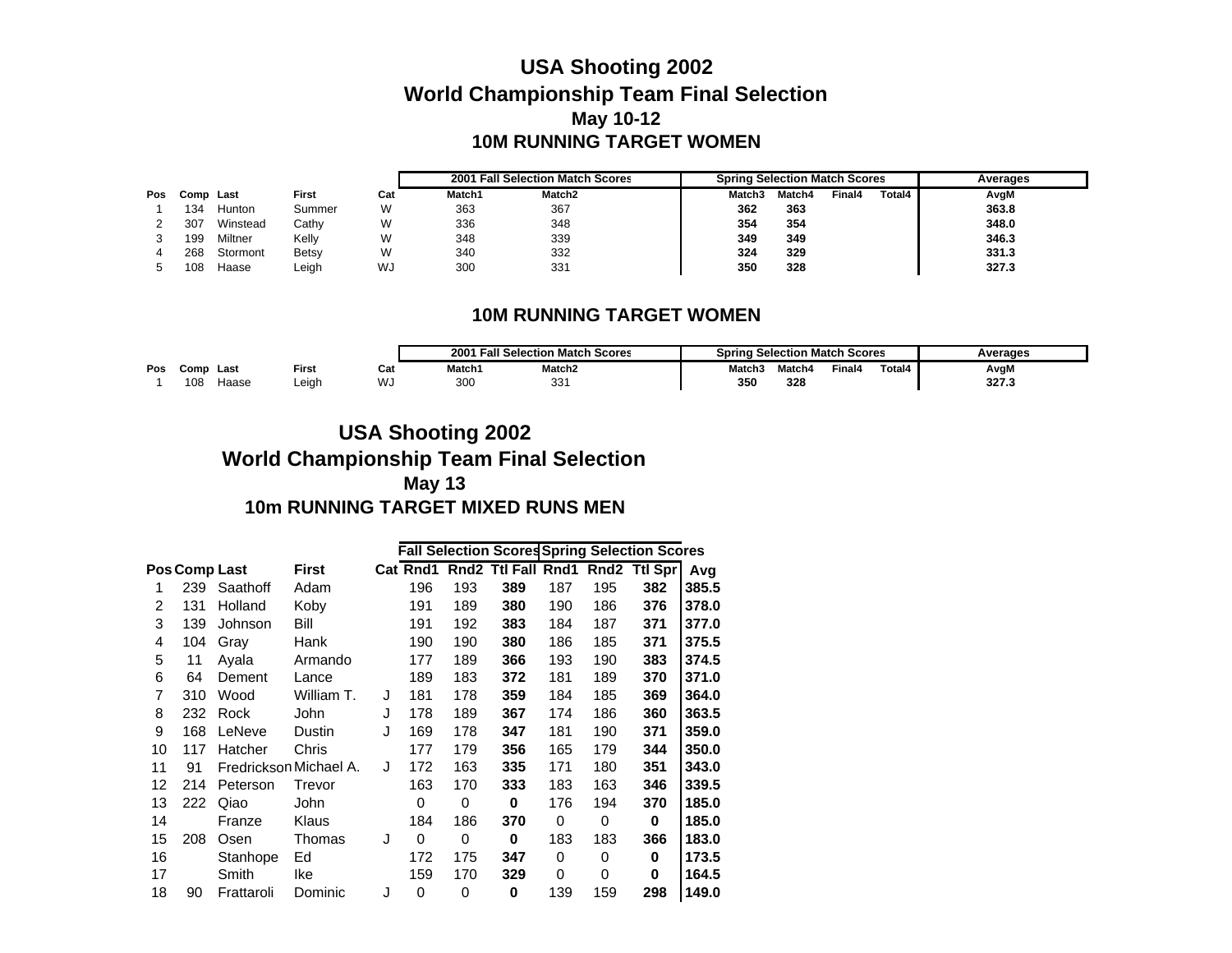# USA Shooting 2002

## World Championship Team Final Selection

### May 10-12

### 10M RUNNING TARGET WOMEN

| Pos | Comp | Last | First | Cat | 2001 Fall Selection Match Scores | | Spring Selection Match Scores | | | | Averages |
|---|---|---|---|---|---|---|---|---|---|---|---|
| | | | | | Match1 | Match2 | Match3 | Match4 | Final4 | Total4 | AvgM |
| 1 | 134 | Hunton | Summer | W | 363 | 367 | **362** | **363** | | | **363.8** |
| 2 | 307 | Winstead | Cathy | W | 336 | 348 | **354** | **354** | | | **348.0** |
| 3 | 199 | Miltner | Kelly | W | 348 | 339 | **349** | **349** | | | **346.3** |
| 4 | 268 | Stormont | Betsy | W | 340 | 332 | **324** | **329** | | | **331.3** |
| 5 | 108 | Haase | Leigh | WJ | 300 | 331 | **350** | **328** | | | **327.3** |

### 10M RUNNING TARGET WOMEN

| Pos | Comp | Last | First | Cat | 2001 Fall Selection Match Scores | | Spring Selection Match Scores | | | | Averages |
|---|---|---|---|---|---|---|---|---|---|---|---|
| | | | | | Match1 | Match2 | Match3 | Match4 | Final4 | Total4 | AvgM |
| 1 | 108 | Haase | Leigh | WJ | 300 | 331 | **350** | **328** | | | **327.3** |

# USA Shooting 2002

## World Championship Team Final Selection

### May 13

### 10m RUNNING TARGET MIXED RUNS MEN

| Pos | Comp | Last | First | Cat | Fall Selection Scores | | | Spring Selection Scores | | | Avg |
|---|---|---|---|---|---|---|---|---|---|---|---|
| | | | | | Rnd1 | Rnd2 | Ttl Fall | Rnd1 | Rnd2 | Ttl Spr | |
| 1 | 239 | Saathoff | Adam | | 196 | 193 | **389** | 187 | 195 | **382** | **385.5** |
| 2 | 131 | Holland | Koby | | 191 | 189 | **380** | 190 | 186 | **376** | **378.0** |
| 3 | 139 | Johnson | Bill | | 191 | 192 | **383** | 184 | 187 | **371** | **377.0** |
| 4 | 104 | Gray | Hank | | 190 | 190 | **380** | 186 | 185 | **371** | **375.5** |
| 5 | 11 | Ayala | Armando | | 177 | 189 | **366** | 193 | 190 | **383** | **374.5** |
| 6 | 64 | Dement | Lance | | 189 | 183 | **372** | 181 | 189 | **370** | **371.0** |
| 7 | 310 | Wood | William T. | J | 181 | 178 | **359** | 184 | 185 | **369** | **364.0** |
| 8 | 232 | Rock | John | J | 178 | 189 | **367** | 174 | 186 | **360** | **363.5** |
| 9 | 168 | LeNeve | Dustin | J | 169 | 178 | **347** | 181 | 190 | **371** | **359.0** |
| 10 | 117 | Hatcher | Chris | | 177 | 179 | **356** | 165 | 179 | **344** | **350.0** |
| 11 | 91 | Fredrickson | Michael A. | J | 172 | 163 | **335** | 171 | 180 | **351** | **343.0** |
| 12 | 214 | Peterson | Trevor | | 163 | 170 | **333** | 183 | 163 | **346** | **339.5** |
| 13 | 222 | Qiao | John | | 0 | 0 | **0** | 176 | 194 | **370** | **185.0** |
| 14 | | Franze | Klaus | | 184 | 186 | **370** | 0 | 0 | **0** | **185.0** |
| 15 | 208 | Osen | Thomas | J | 0 | 0 | **0** | 183 | 183 | **366** | **183.0** |
| 16 | | Stanhope | Ed | | 172 | 175 | **347** | 0 | 0 | **0** | **173.5** |
| 17 | | Smith | Ike | | 159 | 170 | **329** | 0 | 0 | **0** | **164.5** |
| 18 | 90 | Frattaroli | Dominic | J | 0 | 0 | **0** | 139 | 159 | **298** | **149.0** |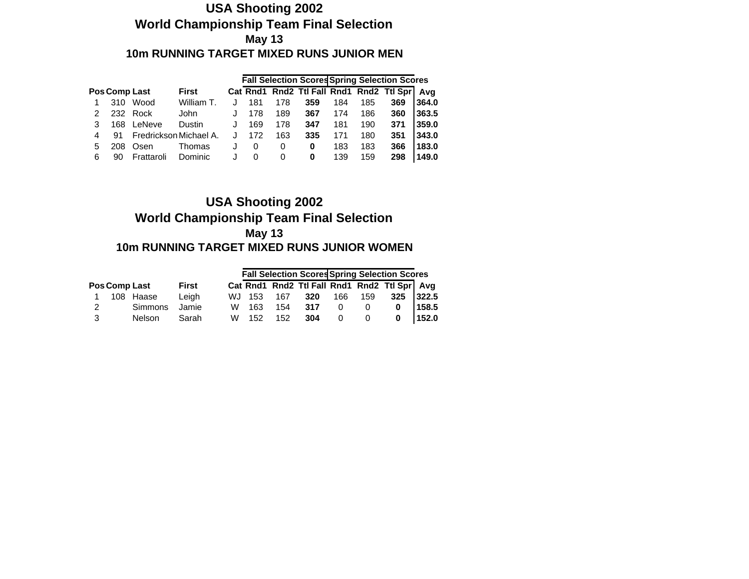# USA Shooting 2002

## World Championship Team Final Selection

### May 13

### 10m RUNNING TARGET MIXED RUNS JUNIOR MEN

| Pos | Comp | Last | First | Cat | Fall Selection Scores Rnd1 | Rnd2 | Ttl Fall | Spring Selection Scores Rnd1 | Rnd2 | Ttl Spr | Avg |
|---|---|---|---|---|---|---|---|---|---|---|---|
| 1 | 310 | Wood | William T. | J | 181 | 178 | **359** | 184 | 185 | **369** | **364.0** |
| 2 | 232 | Rock | John | J | 178 | 189 | **367** | 174 | 186 | **360** | **363.5** |
| 3 | 168 | LeNeve | Dustin | J | 169 | 178 | **347** | 181 | 190 | **371** | **359.0** |
| 4 | 91 | Fredrickson | Michael A. | J | 172 | 163 | **335** | 171 | 180 | **351** | **343.0** |
| 5 | 208 | Osen | Thomas | J | 0 | 0 | **0** | 183 | 183 | **366** | **183.0** |
| 6 | 90 | Frattaroli | Dominic | J | 0 | 0 | **0** | 139 | 159 | **298** | **149.0** |

# USA Shooting 2002

## World Championship Team Final Selection

### May 13

### 10m RUNNING TARGET MIXED RUNS JUNIOR WOMEN

| Pos | Comp | Last | First | Cat | Fall Selection Scores Rnd1 | Rnd2 | Ttl Fall | Spring Selection Scores Rnd1 | Rnd2 | Ttl Spr | Avg |
|---|---|---|---|---|---|---|---|---|---|---|---|
| 1 | 108 | Haase | Leigh | WJ | 153 | 167 | **320** | 166 | 159 | **325** | **322.5** |
| 2 | | Simmons | Jamie | W | 163 | 154 | **317** | 0 | 0 | **0** | **158.5** |
| 3 | | Nelson | Sarah | W | 152 | 152 | **304** | 0 | 0 | **0** | **152.0** |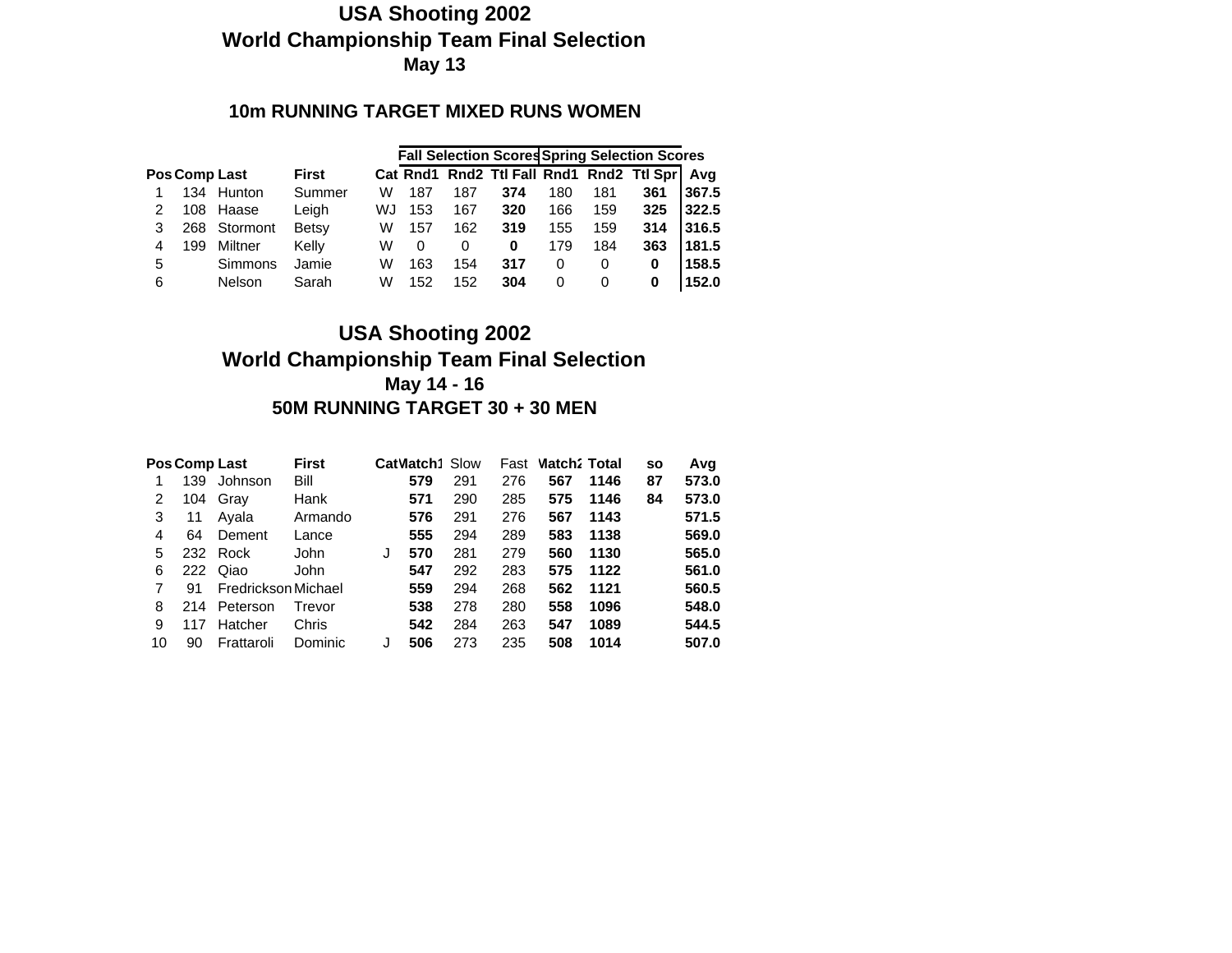# USA Shooting 2002
## World Championship Team Final Selection
### May 13

### 10m RUNNING TARGET MIXED RUNS WOMEN

| Pos | Comp | Last | First | Cat | Fall Selection Scores | | | Spring Selection Scores | | | |
|---|---|---|---|---|---|---|---|---|---|---|---|
| | | | | | Rnd1 | Rnd2 | Ttl Fall | Rnd1 | Rnd2 | Ttl Spr | Avg |
| 1 | 134 | Hunton | Summer | W | 187 | 187 | **374** | 180 | 181 | **361** | **367.5** |
| 2 | 108 | Haase | Leigh | WJ | 153 | 167 | **320** | 166 | 159 | **325** | **322.5** |
| 3 | 268 | Stormont | Betsy | W | 157 | 162 | **319** | 155 | 159 | **314** | **316.5** |
| 4 | 199 | Miltner | Kelly | W | 0 | 0 | **0** | 179 | 184 | **363** | **181.5** |
| 5 | | Simmons | Jamie | W | 163 | 154 | **317** | 0 | 0 | **0** | **158.5** |
| 6 | | Nelson | Sarah | W | 152 | 152 | **304** | 0 | 0 | **0** | **152.0** |

# USA Shooting 2002
## World Championship Team Final Selection
### May 14 - 16
### 50M RUNNING TARGET 30 + 30 MEN

| Pos | Comp | Last | First | Cat | Match1 | Slow | Fast | Match2 | Total | so | Avg |
|---|---|---|---|---|---|---|---|---|---|---|---|
| 1 | 139 | Johnson | Bill | | **579** | 291 | 276 | **567** | **1146** | **87** | **573.0** |
| 2 | 104 | Gray | Hank | | **571** | 290 | 285 | **575** | **1146** | **84** | **573.0** |
| 3 | 11 | Ayala | Armando | | **576** | 291 | 276 | **567** | **1143** | | **571.5** |
| 4 | 64 | Dement | Lance | | **555** | 294 | 289 | **583** | **1138** | | **569.0** |
| 5 | 232 | Rock | John | J | **570** | 281 | 279 | **560** | **1130** | | **565.0** |
| 6 | 222 | Qiao | John | | **547** | 292 | 283 | **575** | **1122** | | **561.0** |
| 7 | 91 | Fredrickson | Michael | | **559** | 294 | 268 | **562** | **1121** | | **560.5** |
| 8 | 214 | Peterson | Trevor | | **538** | 278 | 280 | **558** | **1096** | | **548.0** |
| 9 | 117 | Hatcher | Chris | | **542** | 284 | 263 | **547** | **1089** | | **544.5** |
| 10 | 90 | Frattaroli | Dominic | J | **506** | 273 | 235 | **508** | **1014** | | **507.0** |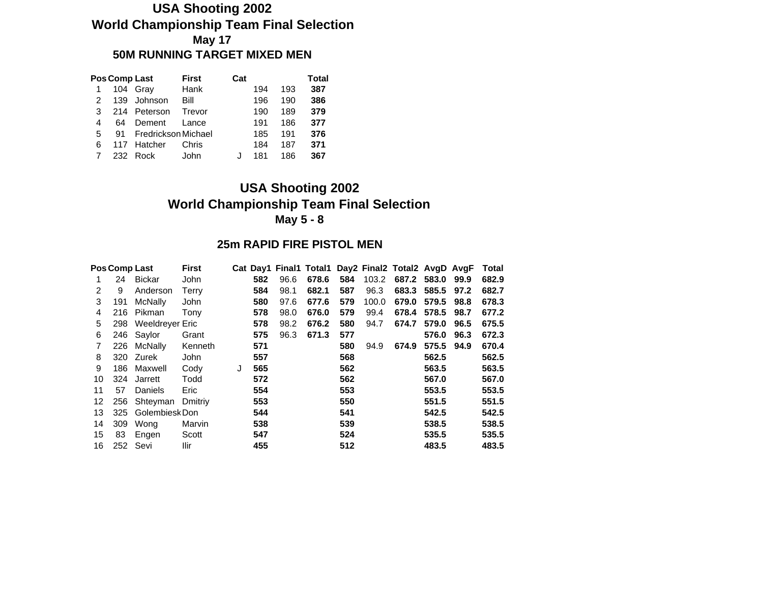# USA Shooting 2002
## World Championship Team Final Selection
### May 17
### 50M RUNNING TARGET MIXED MEN

| Pos | Comp | Last | First | Cat | | | Total |
|---|---|---|---|---|---|---|---|
| 1 | 104 | Gray | Hank | | 194 | 193 | **387** |
| 2 | 139 | Johnson | Bill | | 196 | 190 | **386** |
| 3 | 214 | Peterson | Trevor | | 190 | 189 | **379** |
| 4 | 64 | Dement | Lance | | 191 | 186 | **377** |
| 5 | 91 | Fredrickson | Michael | | 185 | 191 | **376** |
| 6 | 117 | Hatcher | Chris | | 184 | 187 | **371** |
| 7 | 232 | Rock | John | J | 181 | 186 | **367** |

# USA Shooting 2002
## World Championship Team Final Selection
### May 5 - 8

### 25m RAPID FIRE PISTOL MEN

| Pos | Comp | Last | First | Cat | Day1 | Final1 | Total1 | Day2 | Final2 | Total2 | AvgD | AvgF | Total |
|---|---|---|---|---|---|---|---|---|---|---|---|---|---|
| 1 | 24 | Bickar | John | | **582** | 96.6 | **678.6** | **584** | 103.2 | **687.2** | **583.0** | **99.9** | **682.9** |
| 2 | 9 | Anderson | Terry | | **584** | 98.1 | **682.1** | **587** | 96.3 | **683.3** | **585.5** | **97.2** | **682.7** |
| 3 | 191 | McNally | John | | **580** | 97.6 | **677.6** | **579** | 100.0 | **679.0** | **579.5** | **98.8** | **678.3** |
| 4 | 216 | Pikman | Tony | | **578** | 98.0 | **676.0** | **579** | 99.4 | **678.4** | **578.5** | **98.7** | **677.2** |
| 5 | 298 | Weeldreyer | Eric | | **578** | 98.2 | **676.2** | **580** | 94.7 | **674.7** | **579.0** | **96.5** | **675.5** |
| 6 | 246 | Saylor | Grant | | **575** | 96.3 | **671.3** | **577** | | | **576.0** | **96.3** | **672.3** |
| 7 | 226 | McNally | Kenneth | | **571** | | | **580** | 94.9 | **674.9** | **575.5** | **94.9** | **670.4** |
| 8 | 320 | Zurek | John | | **557** | | | **568** | | | **562.5** | | **562.5** |
| 9 | 186 | Maxwell | Cody | J | **565** | | | **562** | | | **563.5** | | **563.5** |
| 10 | 324 | Jarrett | Todd | | **572** | | | **562** | | | **567.0** | | **567.0** |
| 11 | 57 | Daniels | Eric | | **554** | | | **553** | | | **553.5** | | **553.5** |
| 12 | 256 | Shteyman | Dmitriy | | **553** | | | **550** | | | **551.5** | | **551.5** |
| 13 | 325 | Golembiesk | Don | | **544** | | | **541** | | | **542.5** | | **542.5** |
| 14 | 309 | Wong | Marvin | | **538** | | | **539** | | | **538.5** | | **538.5** |
| 15 | 83 | Engen | Scott | | **547** | | | **524** | | | **535.5** | | **535.5** |
| 16 | 252 | Sevi | Ilir | | **455** | | | **512** | | | **483.5** | | **483.5** |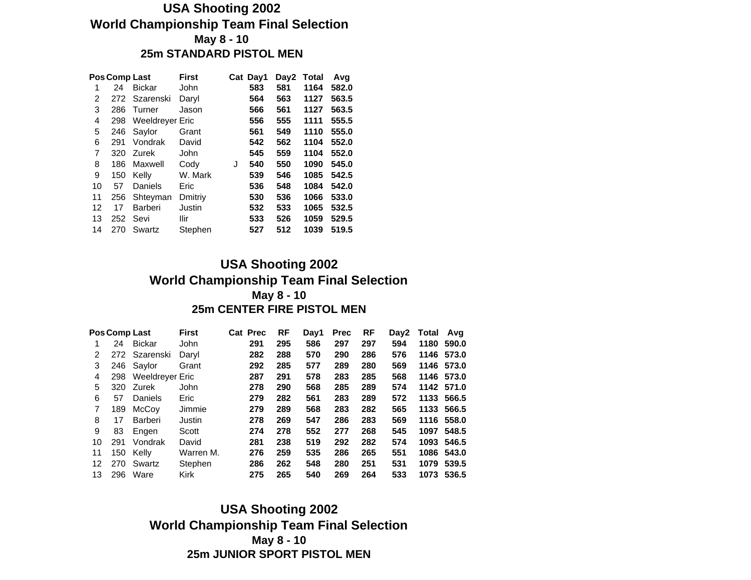# USA Shooting 2002
## World Championship Team Final Selection
### May 8 - 10
### 25m STANDARD PISTOL MEN

| Pos | Comp | Last | First | Cat | Day1 | Day2 | Total | Avg |
|---|---|---|---|---|---|---|---|---|
| 1 | 24 | Bickar | John | | 583 | 581 | 1164 | 582.0 |
| 2 | 272 | Szarenski | Daryl | | 564 | 563 | 1127 | 563.5 |
| 3 | 286 | Turner | Jason | | 566 | 561 | 1127 | 563.5 |
| 4 | 298 | Weeldreyer | Eric | | 556 | 555 | 1111 | 555.5 |
| 5 | 246 | Saylor | Grant | | 561 | 549 | 1110 | 555.0 |
| 6 | 291 | Vondrak | David | | 542 | 562 | 1104 | 552.0 |
| 7 | 320 | Zurek | John | | 545 | 559 | 1104 | 552.0 |
| 8 | 186 | Maxwell | Cody | J | 540 | 550 | 1090 | 545.0 |
| 9 | 150 | Kelly | W. Mark | | 539 | 546 | 1085 | 542.5 |
| 10 | 57 | Daniels | Eric | | 536 | 548 | 1084 | 542.0 |
| 11 | 256 | Shteyman | Dmitriy | | 530 | 536 | 1066 | 533.0 |
| 12 | 17 | Barberi | Justin | | 532 | 533 | 1065 | 532.5 |
| 13 | 252 | Sevi | Ilir | | 533 | 526 | 1059 | 529.5 |
| 14 | 270 | Swartz | Stephen | | 527 | 512 | 1039 | 519.5 |

# USA Shooting 2002
## World Championship Team Final Selection
### May 8 - 10
### 25m CENTER FIRE PISTOL MEN

| Pos | Comp | Last | First | Cat | Prec | RF | Day1 | Prec | RF | Day2 | Total | Avg |
|---|---|---|---|---|---|---|---|---|---|---|---|---|
| 1 | 24 | Bickar | John | | 291 | 295 | 586 | 297 | 297 | 594 | 1180 | 590.0 |
| 2 | 272 | Szarenski | Daryl | | 282 | 288 | 570 | 290 | 286 | 576 | 1146 | 573.0 |
| 3 | 246 | Saylor | Grant | | 292 | 285 | 577 | 289 | 280 | 569 | 1146 | 573.0 |
| 4 | 298 | Weeldreyer | Eric | | 287 | 291 | 578 | 283 | 285 | 568 | 1146 | 573.0 |
| 5 | 320 | Zurek | John | | 278 | 290 | 568 | 285 | 289 | 574 | 1142 | 571.0 |
| 6 | 57 | Daniels | Eric | | 279 | 282 | 561 | 283 | 289 | 572 | 1133 | 566.5 |
| 7 | 189 | McCoy | Jimmie | | 279 | 289 | 568 | 283 | 282 | 565 | 1133 | 566.5 |
| 8 | 17 | Barberi | Justin | | 278 | 269 | 547 | 286 | 283 | 569 | 1116 | 558.0 |
| 9 | 83 | Engen | Scott | | 274 | 278 | 552 | 277 | 268 | 545 | 1097 | 548.5 |
| 10 | 291 | Vondrak | David | | 281 | 238 | 519 | 292 | 282 | 574 | 1093 | 546.5 |
| 11 | 150 | Kelly | Warren M. | | 276 | 259 | 535 | 286 | 265 | 551 | 1086 | 543.0 |
| 12 | 270 | Swartz | Stephen | | 286 | 262 | 548 | 280 | 251 | 531 | 1079 | 539.5 |
| 13 | 296 | Ware | Kirk | | 275 | 265 | 540 | 269 | 264 | 533 | 1073 | 536.5 |

# USA Shooting 2002
## World Championship Team Final Selection
### May 8 - 10
### 25m JUNIOR SPORT PISTOL MEN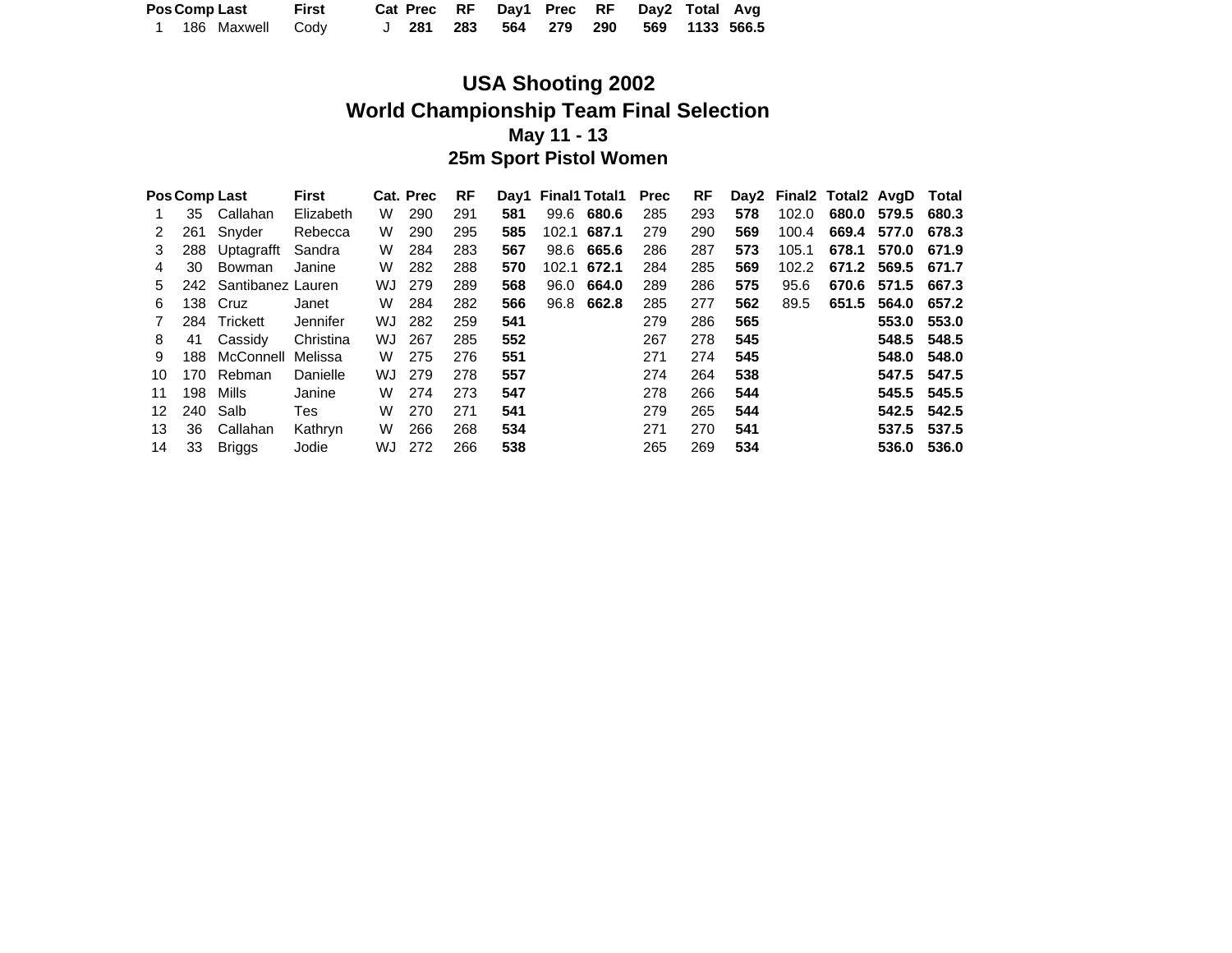| Pos | Comp | Last | First | Cat | Prec | RF | Day1 | Prec | RF | Day2 | Total | Avg |
|---|---|---|---|---|---|---|---|---|---|---|---|---|
| 1 | 186 | Maxwell | Cody | J | **281** | **283** | **564** | **279** | **290** | **569** | **1133** | **566.5** |

## USA Shooting 2002
## World Championship Team Final Selection
### May 11 - 13
### 25m Sport Pistol Women

| Pos | Comp | Last | First | Cat. | Prec | RF | Day1 | Final1 | Total1 | Prec | RF | Day2 | Final2 | Total2 | AvgD | Total |
|---|---|---|---|---|---|---|---|---|---|---|---|---|---|---|---|---|
| 1 | 35 | Callahan | Elizabeth | W | 290 | 291 | **581** | 99.6 | **680.6** | 285 | 293 | **578** | 102.0 | **680.0** | **579.5** | **680.3** |
| 2 | 261 | Snyder | Rebecca | W | 290 | 295 | **585** | 102.1 | **687.1** | 279 | 290 | **569** | 100.4 | **669.4** | **577.0** | **678.3** |
| 3 | 288 | Uptagrafft | Sandra | W | 284 | 283 | **567** | 98.6 | **665.6** | 286 | 287 | **573** | 105.1 | **678.1** | **570.0** | **671.9** |
| 4 | 30 | Bowman | Janine | W | 282 | 288 | **570** | 102.1 | **672.1** | 284 | 285 | **569** | 102.2 | **671.2** | **569.5** | **671.7** |
| 5 | 242 | Santibanez | Lauren | WJ | 279 | 289 | **568** | 96.0 | **664.0** | 289 | 286 | **575** | 95.6 | **670.6** | **571.5** | **667.3** |
| 6 | 138 | Cruz | Janet | W | 284 | 282 | **566** | 96.8 | **662.8** | 285 | 277 | **562** | 89.5 | **651.5** | **564.0** | **657.2** |
| 7 | 284 | Trickett | Jennifer | WJ | 282 | 259 | **541** | | | 279 | 286 | **565** | | | **553.0** | **553.0** |
| 8 | 41 | Cassidy | Christina | WJ | 267 | 285 | **552** | | | 267 | 278 | **545** | | | **548.5** | **548.5** |
| 9 | 188 | McConnell | Melissa | W | 275 | 276 | **551** | | | 271 | 274 | **545** | | | **548.0** | **548.0** |
| 10 | 170 | Rebman | Danielle | WJ | 279 | 278 | **557** | | | 274 | 264 | **538** | | | **547.5** | **547.5** |
| 11 | 198 | Mills | Janine | W | 274 | 273 | **547** | | | 278 | 266 | **544** | | | **545.5** | **545.5** |
| 12 | 240 | Salb | Tes | W | 270 | 271 | **541** | | | 279 | 265 | **544** | | | **542.5** | **542.5** |
| 13 | 36 | Callahan | Kathryn | W | 266 | 268 | **534** | | | 271 | 270 | **541** | | | **537.5** | **537.5** |
| 14 | 33 | Briggs | Jodie | WJ | 272 | 266 | **538** | | | 265 | 269 | **534** | | | **536.0** | **536.0** |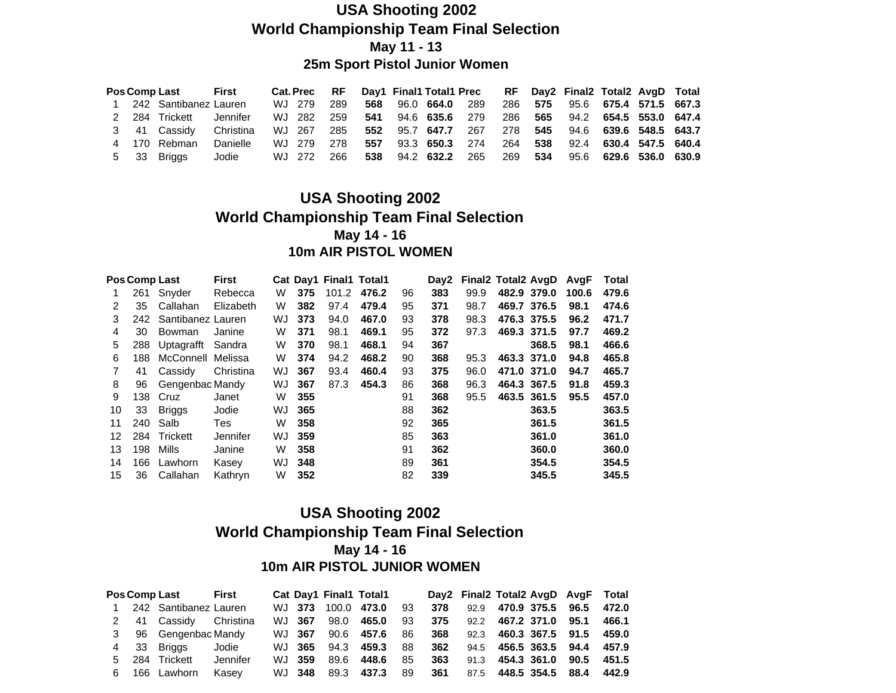# USA Shooting 2002

## World Championship Team Final Selection

### May 11 - 13

### 25m Sport Pistol Junior Women

| Pos | Comp | Last | First | Cat. | Prec | RF | Day1 | Final1 | Total1 | Prec | RF | Day2 | Final2 | Total2 | AvgD | Total |
|---|---|---|---|---|---|---|---|---|---|---|---|---|---|---|---|---|
| 1 | 242 | Santibanez | Lauren | WJ | 279 | 289 | **568** | 96.0 | **664.0** | 289 | 286 | **575** | 95.6 | **675.4** | **571.5** | **667.3** |
| 2 | 284 | Trickett | Jennifer | WJ | 282 | 259 | **541** | 94.6 | **635.6** | 279 | 286 | **565** | 94.2 | **654.5** | **553.0** | **647.4** |
| 3 | 41 | Cassidy | Christina | WJ | 267 | 285 | **552** | 95.7 | **647.7** | 267 | 278 | **545** | 94.6 | **639.6** | **548.5** | **643.7** |
| 4 | 170 | Rebman | Danielle | WJ | 279 | 278 | **557** | 93.3 | **650.3** | 274 | 264 | **538** | 92.4 | **630.4** | **547.5** | **640.4** |
| 5 | 33 | Briggs | Jodie | WJ | 272 | 266 | **538** | 94.2 | **632.2** | 265 | 269 | **534** | 95.6 | **629.6** | **536.0** | **630.9** |

# USA Shooting 2002

## World Championship Team Final Selection

### May 14 - 16

### 10m AIR PISTOL WOMEN

| Pos | Comp | Last | First | Cat | Day1 | Final1 | Total1 | | Day2 | Final2 | Total2 | AvgD | AvgF | Total |
|---|---|---|---|---|---|---|---|---|---|---|---|---|---|---|
| 1 | 261 | Snyder | Rebecca | W | **375** | 101.2 | **476.2** | 96 | **383** | 99.9 | **482.9** | **379.0** | **100.6** | **479.6** |
| 2 | 35 | Callahan | Elizabeth | W | **382** | 97.4 | **479.4** | 95 | **371** | 98.7 | **469.7** | **376.5** | **98.1** | **474.6** |
| 3 | 242 | Santibanez | Lauren | WJ | **373** | 94.0 | **467.0** | 93 | **378** | 98.3 | **476.3** | **375.5** | **96.2** | **471.7** |
| 4 | 30 | Bowman | Janine | W | **371** | 98.1 | **469.1** | 95 | **372** | 97.3 | **469.3** | **371.5** | **97.7** | **469.2** |
| 5 | 288 | Uptagrafft | Sandra | W | **370** | 98.1 | **468.1** | 94 | **367** | | | **368.5** | **98.1** | **466.6** |
| 6 | 188 | McConnell | Melissa | W | **374** | 94.2 | **468.2** | 90 | **368** | 95.3 | **463.3** | **371.0** | **94.8** | **465.8** |
| 7 | 41 | Cassidy | Christina | WJ | **367** | 93.4 | **460.4** | 93 | **375** | 96.0 | **471.0** | **371.0** | **94.7** | **465.7** |
| 8 | 96 | Gengenbac | Mandy | WJ | **367** | 87.3 | **454.3** | 86 | **368** | 96.3 | **464.3** | **367.5** | **91.8** | **459.3** |
| 9 | 138 | Cruz | Janet | W | **355** | | | 91 | **368** | 95.5 | **463.5** | **361.5** | **95.5** | **457.0** |
| 10 | 33 | Briggs | Jodie | WJ | **365** | | | 88 | **362** | | | **363.5** | | **363.5** |
| 11 | 240 | Salb | Tes | W | **358** | | | 92 | **365** | | | **361.5** | | **361.5** |
| 12 | 284 | Trickett | Jennifer | WJ | **359** | | | 85 | **363** | | | **361.0** | | **361.0** |
| 13 | 198 | Mills | Janine | W | **358** | | | 91 | **362** | | | **360.0** | | **360.0** |
| 14 | 166 | Lawhorn | Kasey | WJ | **348** | | | 89 | **361** | | | **354.5** | | **354.5** |
| 15 | 36 | Callahan | Kathryn | W | **352** | | | 82 | **339** | | | **345.5** | | **345.5** |

# USA Shooting 2002

## World Championship Team Final Selection

### May 14 - 16

### 10m AIR PISTOL JUNIOR WOMEN

| Pos | Comp | Last | First | Cat | Day1 | Final1 | Total1 | | Day2 | Final2 | Total2 | AvgD | AvgF | Total |
|---|---|---|---|---|---|---|---|---|---|---|---|---|---|---|
| 1 | 242 | Santibanez | Lauren | WJ | **373** | 100.0 | **473.0** | 93 | **378** | 92.9 | **470.9** | **375.5** | **96.5** | **472.0** |
| 2 | 41 | Cassidy | Christina | WJ | **367** | 98.0 | **465.0** | 93 | **375** | 92.2 | **467.2** | **371.0** | **95.1** | **466.1** |
| 3 | 96 | Gengenbac | Mandy | WJ | **367** | 90.6 | **457.6** | 86 | **368** | 92.3 | **460.3** | **367.5** | **91.5** | **459.0** |
| 4 | 33 | Briggs | Jodie | WJ | **365** | 94.3 | **459.3** | 88 | **362** | 94.5 | **456.5** | **363.5** | **94.4** | **457.9** |
| 5 | 284 | Trickett | Jennifer | WJ | **359** | 89.6 | **448.6** | 85 | **363** | 91.3 | **454.3** | **361.0** | **90.5** | **451.5** |
| 6 | 166 | Lawhorn | Kasey | WJ | **348** | 89.3 | **437.3** | 89 | **361** | 87.5 | **448.5** | **354.5** | **88.4** | **442.9** |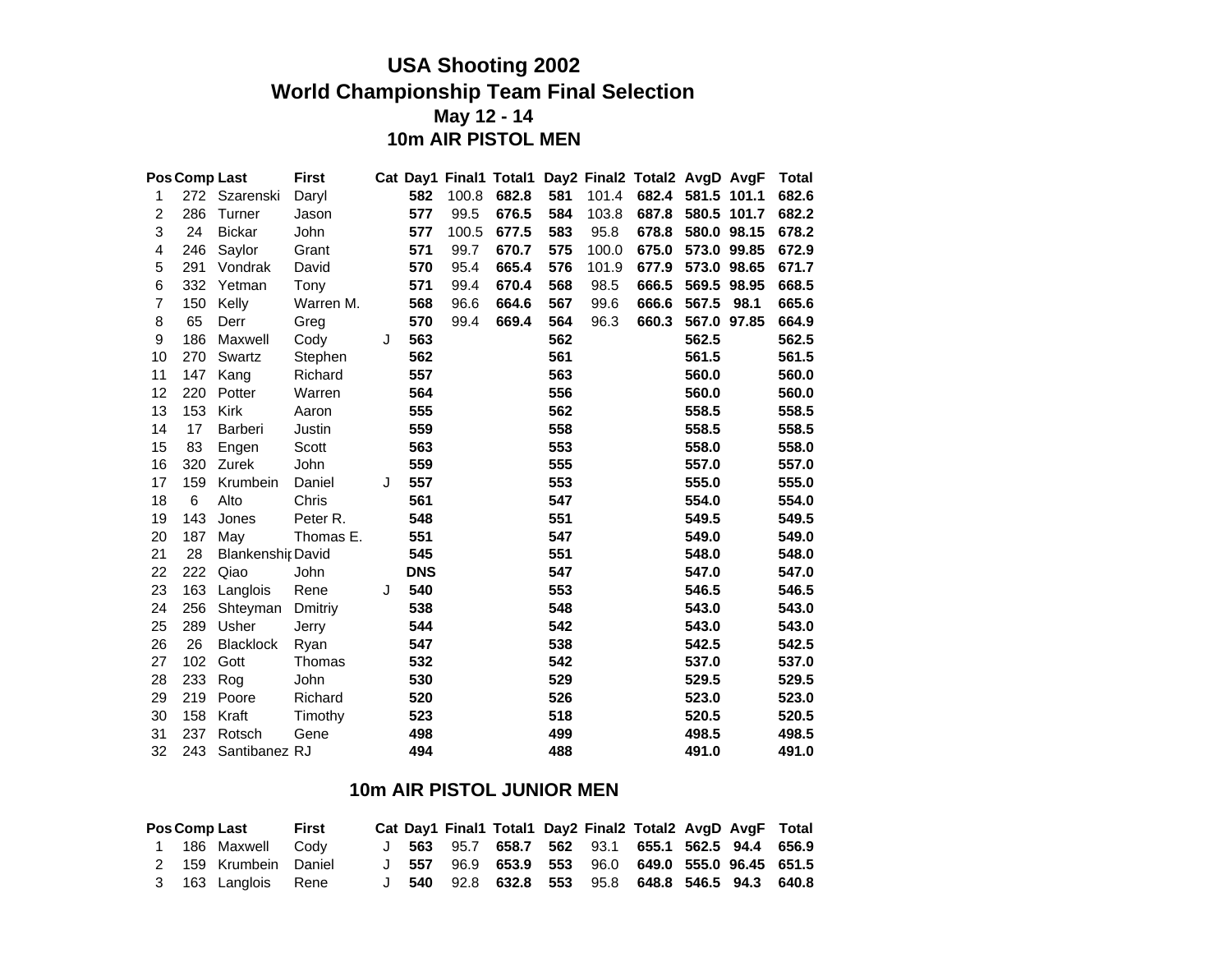# USA Shooting 2002

## World Championship Team Final Selection

### May 12 - 14

### 10m AIR PISTOL MEN

| Pos | Comp | Last | First | Cat | Day1 | Final1 | Total1 | Day2 | Final2 | Total2 | AvgD | AvgF | Total |
|---|---|---|---|---|---|---|---|---|---|---|---|---|---|
| 1 | 272 | Szarenski | Daryl | | **582** | 100.8 | **682.8** | **581** | 101.4 | **682.4** | **581.5** | **101.1** | **682.6** |
| 2 | 286 | Turner | Jason | | **577** | 99.5 | **676.5** | **584** | 103.8 | **687.8** | **580.5** | **101.7** | **682.2** |
| 3 | 24 | Bickar | John | | **577** | 100.5 | **677.5** | **583** | 95.8 | **678.8** | **580.0** | **98.15** | **678.2** |
| 4 | 246 | Saylor | Grant | | **571** | 99.7 | **670.7** | **575** | 100.0 | **675.0** | **573.0** | **99.85** | **672.9** |
| 5 | 291 | Vondrak | David | | **570** | 95.4 | **665.4** | **576** | 101.9 | **677.9** | **573.0** | **98.65** | **671.7** |
| 6 | 332 | Yetman | Tony | | **571** | 99.4 | **670.4** | **568** | 98.5 | **666.5** | **569.5** | **98.95** | **668.5** |
| 7 | 150 | Kelly | Warren M. | | **568** | 96.6 | **664.6** | **567** | 99.6 | **666.6** | **567.5** | **98.1** | **665.6** |
| 8 | 65 | Derr | Greg | | **570** | 99.4 | **669.4** | **564** | 96.3 | **660.3** | **567.0** | **97.85** | **664.9** |
| 9 | 186 | Maxwell | Cody | J | **563** | | | **562** | | | **562.5** | | **562.5** |
| 10 | 270 | Swartz | Stephen | | **562** | | | **561** | | | **561.5** | | **561.5** |
| 11 | 147 | Kang | Richard | | **557** | | | **563** | | | **560.0** | | **560.0** |
| 12 | 220 | Potter | Warren | | **564** | | | **556** | | | **560.0** | | **560.0** |
| 13 | 153 | Kirk | Aaron | | **555** | | | **562** | | | **558.5** | | **558.5** |
| 14 | 17 | Barberi | Justin | | **559** | | | **558** | | | **558.5** | | **558.5** |
| 15 | 83 | Engen | Scott | | **563** | | | **553** | | | **558.0** | | **558.0** |
| 16 | 320 | Zurek | John | | **559** | | | **555** | | | **557.0** | | **557.0** |
| 17 | 159 | Krumbein | Daniel | J | **557** | | | **553** | | | **555.0** | | **555.0** |
| 18 | 6 | Alto | Chris | | **561** | | | **547** | | | **554.0** | | **554.0** |
| 19 | 143 | Jones | Peter R. | | **548** | | | **551** | | | **549.5** | | **549.5** |
| 20 | 187 | May | Thomas E. | | **551** | | | **547** | | | **549.0** | | **549.0** |
| 21 | 28 | Blankenship | David | | **545** | | | **551** | | | **548.0** | | **548.0** |
| 22 | 222 | Qiao | John | | **DNS** | | | **547** | | | **547.0** | | **547.0** |
| 23 | 163 | Langlois | Rene | J | **540** | | | **553** | | | **546.5** | | **546.5** |
| 24 | 256 | Shteyman | Dmitriy | | **538** | | | **548** | | | **543.0** | | **543.0** |
| 25 | 289 | Usher | Jerry | | **544** | | | **542** | | | **543.0** | | **543.0** |
| 26 | 26 | Blacklock | Ryan | | **547** | | | **538** | | | **542.5** | | **542.5** |
| 27 | 102 | Gott | Thomas | | **532** | | | **542** | | | **537.0** | | **537.0** |
| 28 | 233 | Rog | John | | **530** | | | **529** | | | **529.5** | | **529.5** |
| 29 | 219 | Poore | Richard | | **520** | | | **526** | | | **523.0** | | **523.0** |
| 30 | 158 | Kraft | Timothy | | **523** | | | **518** | | | **520.5** | | **520.5** |
| 31 | 237 | Rotsch | Gene | | **498** | | | **499** | | | **498.5** | | **498.5** |
| 32 | 243 | Santibanez | RJ | | **494** | | | **488** | | | **491.0** | | **491.0** |

### 10m AIR PISTOL JUNIOR MEN

| Pos | Comp | Last | First | Cat | Day1 | Final1 | Total1 | Day2 | Final2 | Total2 | AvgD | AvgF | Total |
|---|---|---|---|---|---|---|---|---|---|---|---|---|---|
| 1 | 186 | Maxwell | Cody | J | **563** | 95.7 | **658.7** | **562** | 93.1 | **655.1** | **562.5** | **94.4** | **656.9** |
| 2 | 159 | Krumbein | Daniel | J | **557** | 96.9 | **653.9** | **553** | 96.0 | **649.0** | **555.0** | **96.45** | **651.5** |
| 3 | 163 | Langlois | Rene | J | **540** | 92.8 | **632.8** | **553** | 95.8 | **648.8** | **546.5** | **94.3** | **640.8** |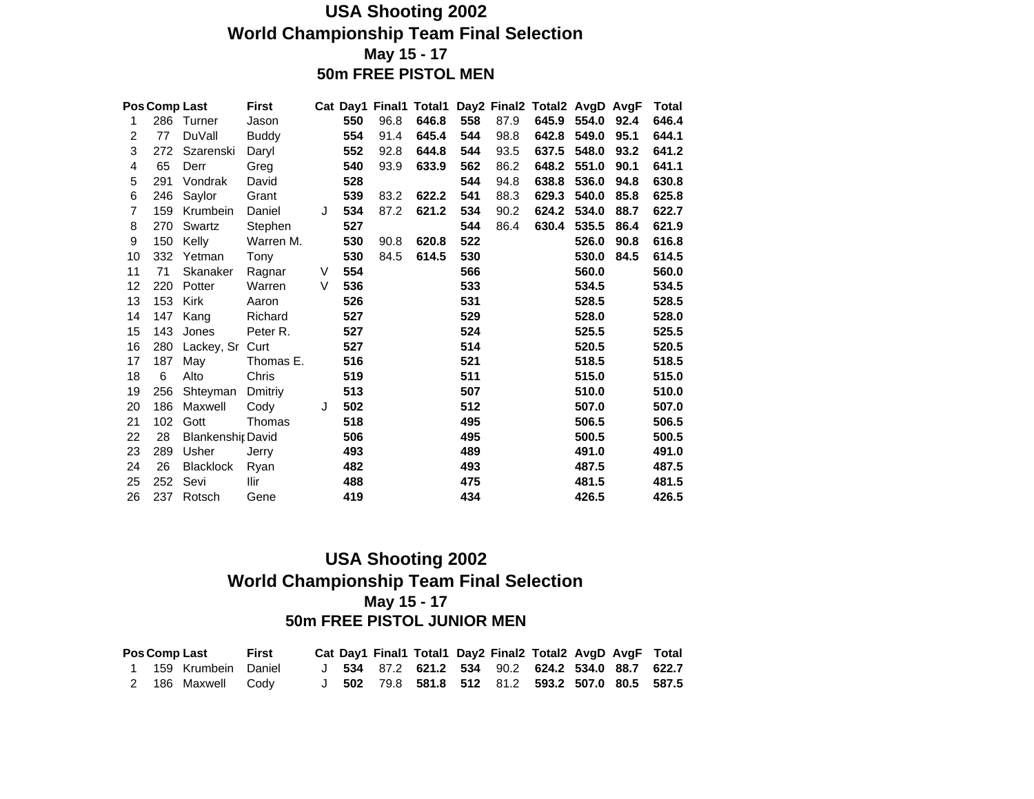# USA Shooting 2002

## World Championship Team Final Selection

### May 15 - 17

### 50m FREE PISTOL MEN

| Pos | Comp | Last | First | Cat | Day1 | Final1 | Total1 | Day2 | Final2 | Total2 | AvgD | AvgF | Total |
|---|---|---|---|---|---|---|---|---|---|---|---|---|---|
| 1 | 286 | Turner | Jason | | **550** | 96.8 | **646.8** | **558** | 87.9 | **645.9** | **554.0** | **92.4** | **646.4** |
| 2 | 77 | DuVall | Buddy | | **554** | 91.4 | **645.4** | **544** | 98.8 | **642.8** | **549.0** | **95.1** | **644.1** |
| 3 | 272 | Szarenski | Daryl | | **552** | 92.8 | **644.8** | **544** | 93.5 | **637.5** | **548.0** | **93.2** | **641.2** |
| 4 | 65 | Derr | Greg | | **540** | 93.9 | **633.9** | **562** | 86.2 | **648.2** | **551.0** | **90.1** | **641.1** |
| 5 | 291 | Vondrak | David | | **528** | | | **544** | 94.8 | **638.8** | **536.0** | **94.8** | **630.8** |
| 6 | 246 | Saylor | Grant | | **539** | 83.2 | **622.2** | **541** | 88.3 | **629.3** | **540.0** | **85.8** | **625.8** |
| 7 | 159 | Krumbein | Daniel | J | **534** | 87.2 | **621.2** | **534** | 90.2 | **624.2** | **534.0** | **88.7** | **622.7** |
| 8 | 270 | Swartz | Stephen | | **527** | | | **544** | 86.4 | **630.4** | **535.5** | **86.4** | **621.9** |
| 9 | 150 | Kelly | Warren M. | | **530** | 90.8 | **620.8** | **522** | | | **526.0** | **90.8** | **616.8** |
| 10 | 332 | Yetman | Tony | | **530** | 84.5 | **614.5** | **530** | | | **530.0** | **84.5** | **614.5** |
| 11 | 71 | Skanaker | Ragnar | V | **554** | | | **566** | | | **560.0** | | **560.0** |
| 12 | 220 | Potter | Warren | V | **536** | | | **533** | | | **534.5** | | **534.5** |
| 13 | 153 | Kirk | Aaron | | **526** | | | **531** | | | **528.5** | | **528.5** |
| 14 | 147 | Kang | Richard | | **527** | | | **529** | | | **528.0** | | **528.0** |
| 15 | 143 | Jones | Peter R. | | **527** | | | **524** | | | **525.5** | | **525.5** |
| 16 | 280 | Lackey, Sr | Curt | | **527** | | | **514** | | | **520.5** | | **520.5** |
| 17 | 187 | May | Thomas E. | | **516** | | | **521** | | | **518.5** | | **518.5** |
| 18 | 6 | Alto | Chris | | **519** | | | **511** | | | **515.0** | | **515.0** |
| 19 | 256 | Shteyman | Dmitriy | | **513** | | | **507** | | | **510.0** | | **510.0** |
| 20 | 186 | Maxwell | Cody | J | **502** | | | **512** | | | **507.0** | | **507.0** |
| 21 | 102 | Gott | Thomas | | **518** | | | **495** | | | **506.5** | | **506.5** |
| 22 | 28 | Blankenship | David | | **506** | | | **495** | | | **500.5** | | **500.5** |
| 23 | 289 | Usher | Jerry | | **493** | | | **489** | | | **491.0** | | **491.0** |
| 24 | 26 | Blacklock | Ryan | | **482** | | | **493** | | | **487.5** | | **487.5** |
| 25 | 252 | Sevi | Ilir | | **488** | | | **475** | | | **481.5** | | **481.5** |
| 26 | 237 | Rotsch | Gene | | **419** | | | **434** | | | **426.5** | | **426.5** |

# USA Shooting 2002

## World Championship Team Final Selection

### May 15 - 17

### 50m FREE PISTOL JUNIOR MEN

| Pos | Comp | Last | First | Cat | Day1 | Final1 | Total1 | Day2 | Final2 | Total2 | AvgD | AvgF | Total |
|---|---|---|---|---|---|---|---|---|---|---|---|---|---|
| 1 | 159 | Krumbein | Daniel | J | **534** | 87.2 | **621.2** | **534** | 90.2 | **624.2** | **534.0** | **88.7** | **622.7** |
| 2 | 186 | Maxwell | Cody | J | **502** | 79.8 | **581.8** | **512** | 81.2 | **593.2** | **507.0** | **80.5** | **587.5** |